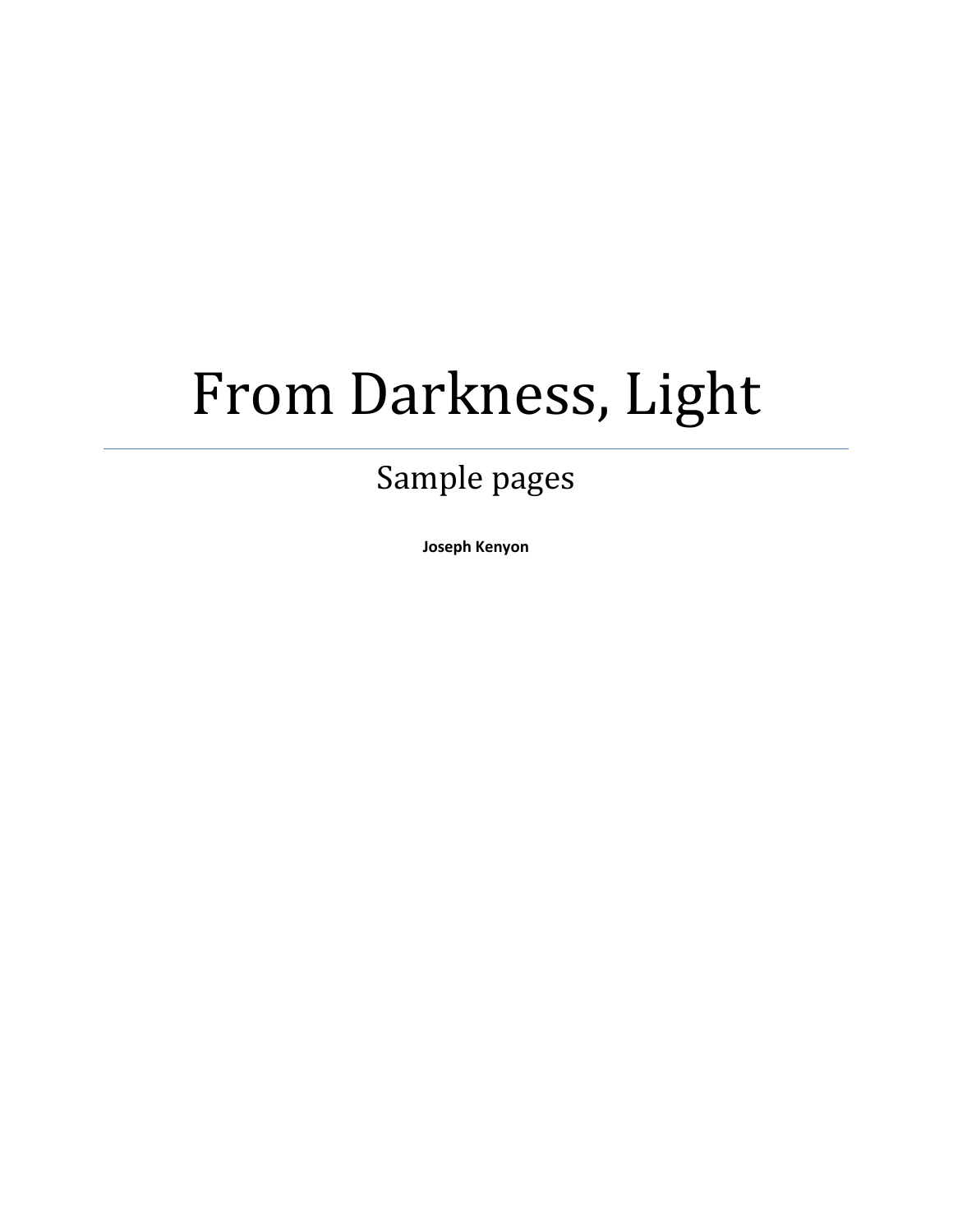# From Darkness, Light

## Sample pages

**Joseph Kenyon**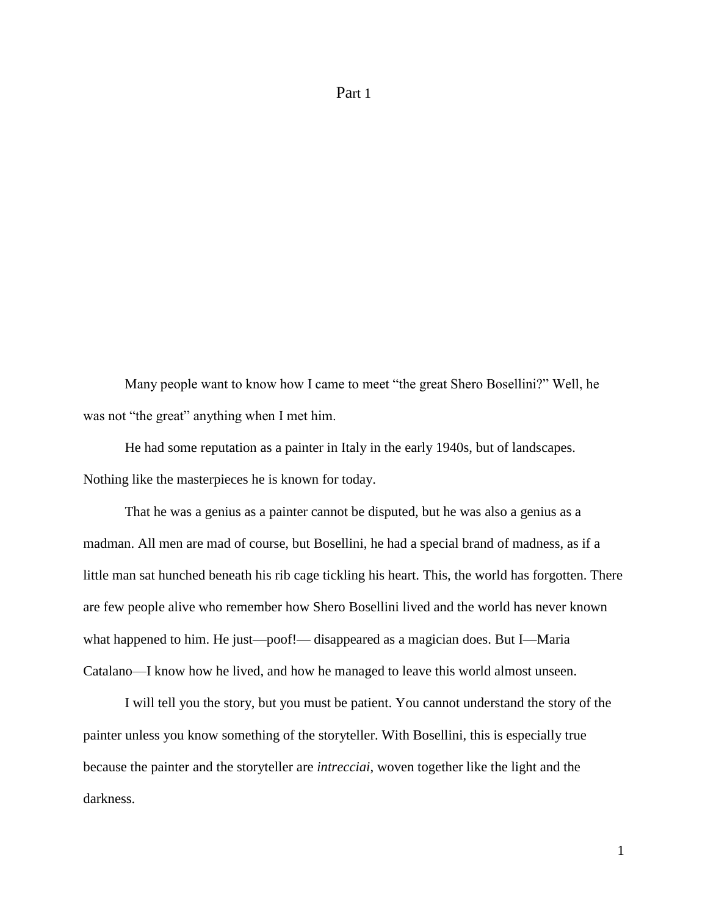# Part 1

Many people want to know how I came to meet "the great Shero Bosellini?" Well, he was not "the great" anything when I met him.

He had some reputation as a painter in Italy in the early 1940s, but of landscapes. Nothing like the masterpieces he is known for today.

That he was a genius as a painter cannot be disputed, but he was also a genius as a madman. All men are mad of course, but Bosellini, he had a special brand of madness, as if a little man sat hunched beneath his rib cage tickling his heart. This, the world has forgotten. There are few people alive who remember how Shero Bosellini lived and the world has never known what happened to him. He just—poof!— disappeared as a magician does. But I—Maria Catalano—I know how he lived, and how he managed to leave this world almost unseen.

I will tell you the story, but you must be patient. You cannot understand the story of the painter unless you know something of the storyteller. With Bosellini, this is especially true because the painter and the storyteller are *intrecciai*, woven together like the light and the darkness.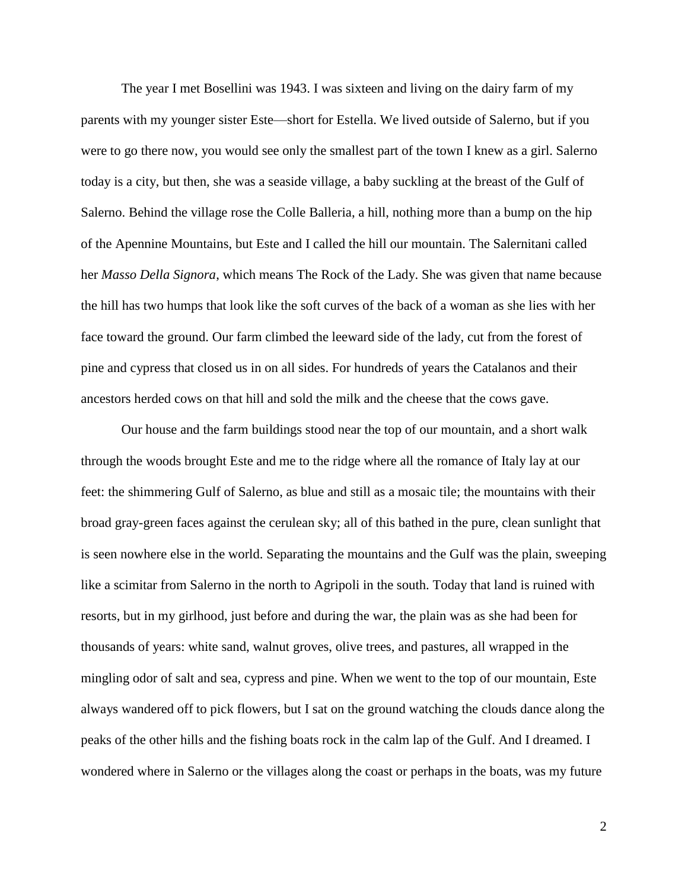The year I met Bosellini was 1943. I was sixteen and living on the dairy farm of my parents with my younger sister Este—short for Estella. We lived outside of Salerno, but if you were to go there now, you would see only the smallest part of the town I knew as a girl. Salerno today is a city, but then, she was a seaside village, a baby suckling at the breast of the Gulf of Salerno. Behind the village rose the Colle Balleria, a hill, nothing more than a bump on the hip of the Apennine Mountains, but Este and I called the hill our mountain. The Salernitani called her *Masso Della Signora*, which means The Rock of the Lady. She was given that name because the hill has two humps that look like the soft curves of the back of a woman as she lies with her face toward the ground. Our farm climbed the leeward side of the lady, cut from the forest of pine and cypress that closed us in on all sides. For hundreds of years the Catalanos and their ancestors herded cows on that hill and sold the milk and the cheese that the cows gave.

Our house and the farm buildings stood near the top of our mountain, and a short walk through the woods brought Este and me to the ridge where all the romance of Italy lay at our feet: the shimmering Gulf of Salerno, as blue and still as a mosaic tile; the mountains with their broad gray-green faces against the cerulean sky; all of this bathed in the pure, clean sunlight that is seen nowhere else in the world. Separating the mountains and the Gulf was the plain, sweeping like a scimitar from Salerno in the north to Agripoli in the south. Today that land is ruined with resorts, but in my girlhood, just before and during the war, the plain was as she had been for thousands of years: white sand, walnut groves, olive trees, and pastures, all wrapped in the mingling odor of salt and sea, cypress and pine. When we went to the top of our mountain, Este always wandered off to pick flowers, but I sat on the ground watching the clouds dance along the peaks of the other hills and the fishing boats rock in the calm lap of the Gulf. And I dreamed. I wondered where in Salerno or the villages along the coast or perhaps in the boats, was my future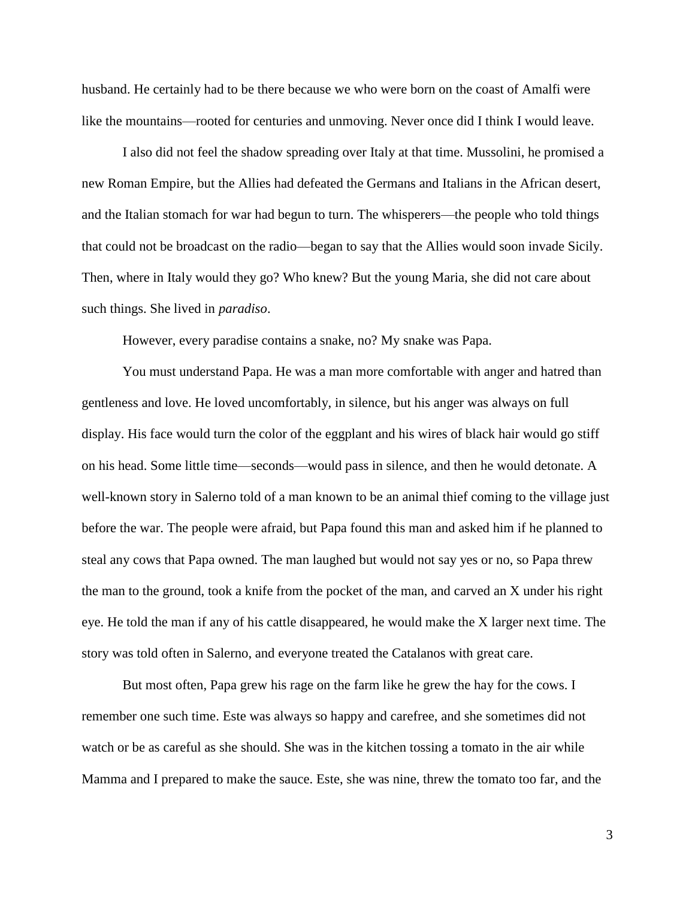husband. He certainly had to be there because we who were born on the coast of Amalfi were like the mountains—rooted for centuries and unmoving. Never once did I think I would leave.

I also did not feel the shadow spreading over Italy at that time. Mussolini, he promised a new Roman Empire, but the Allies had defeated the Germans and Italians in the African desert, and the Italian stomach for war had begun to turn. The whisperers—the people who told things that could not be broadcast on the radio—began to say that the Allies would soon invade Sicily. Then, where in Italy would they go? Who knew? But the young Maria, she did not care about such things. She lived in *paradiso*.

However, every paradise contains a snake, no? My snake was Papa.

You must understand Papa. He was a man more comfortable with anger and hatred than gentleness and love. He loved uncomfortably, in silence, but his anger was always on full display. His face would turn the color of the eggplant and his wires of black hair would go stiff on his head. Some little time—seconds—would pass in silence, and then he would detonate. A well-known story in Salerno told of a man known to be an animal thief coming to the village just before the war. The people were afraid, but Papa found this man and asked him if he planned to steal any cows that Papa owned. The man laughed but would not say yes or no, so Papa threw the man to the ground, took a knife from the pocket of the man, and carved an X under his right eye. He told the man if any of his cattle disappeared, he would make the X larger next time. The story was told often in Salerno, and everyone treated the Catalanos with great care.

But most often, Papa grew his rage on the farm like he grew the hay for the cows. I remember one such time. Este was always so happy and carefree, and she sometimes did not watch or be as careful as she should. She was in the kitchen tossing a tomato in the air while Mamma and I prepared to make the sauce. Este, she was nine, threw the tomato too far, and the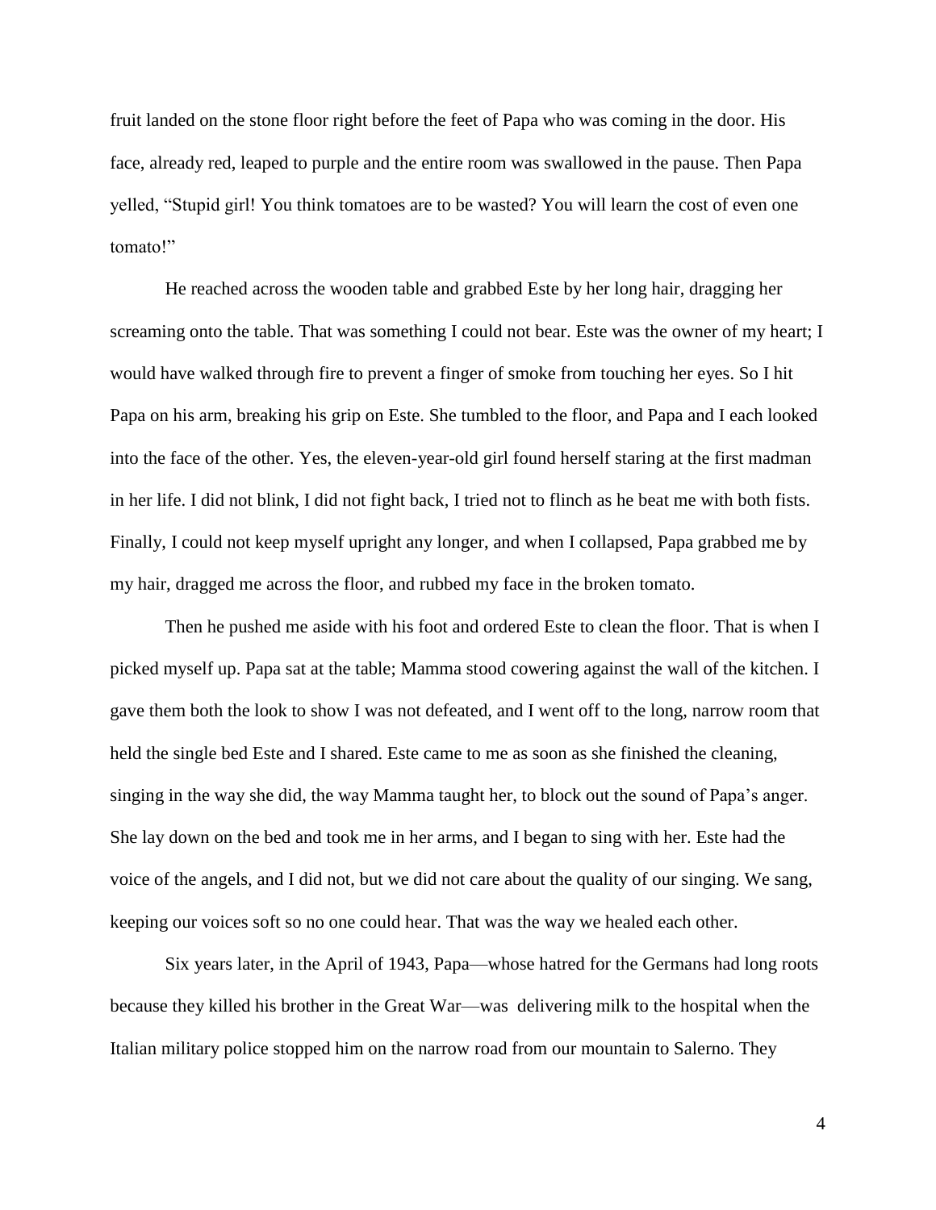fruit landed on the stone floor right before the feet of Papa who was coming in the door. His face, already red, leaped to purple and the entire room was swallowed in the pause. Then Papa yelled, "Stupid girl! You think tomatoes are to be wasted? You will learn the cost of even one tomato!"

He reached across the wooden table and grabbed Este by her long hair, dragging her screaming onto the table. That was something I could not bear. Este was the owner of my heart; I would have walked through fire to prevent a finger of smoke from touching her eyes. So I hit Papa on his arm, breaking his grip on Este. She tumbled to the floor, and Papa and I each looked into the face of the other. Yes, the eleven-year-old girl found herself staring at the first madman in her life. I did not blink, I did not fight back, I tried not to flinch as he beat me with both fists. Finally, I could not keep myself upright any longer, and when I collapsed, Papa grabbed me by my hair, dragged me across the floor, and rubbed my face in the broken tomato.

Then he pushed me aside with his foot and ordered Este to clean the floor. That is when I picked myself up. Papa sat at the table; Mamma stood cowering against the wall of the kitchen. I gave them both the look to show I was not defeated, and I went off to the long, narrow room that held the single bed Este and I shared. Este came to me as soon as she finished the cleaning, singing in the way she did, the way Mamma taught her, to block out the sound of Papa's anger. She lay down on the bed and took me in her arms, and I began to sing with her. Este had the voice of the angels, and I did not, but we did not care about the quality of our singing. We sang, keeping our voices soft so no one could hear. That was the way we healed each other.

Six years later, in the April of 1943, Papa—whose hatred for the Germans had long roots because they killed his brother in the Great War—was delivering milk to the hospital when the Italian military police stopped him on the narrow road from our mountain to Salerno. They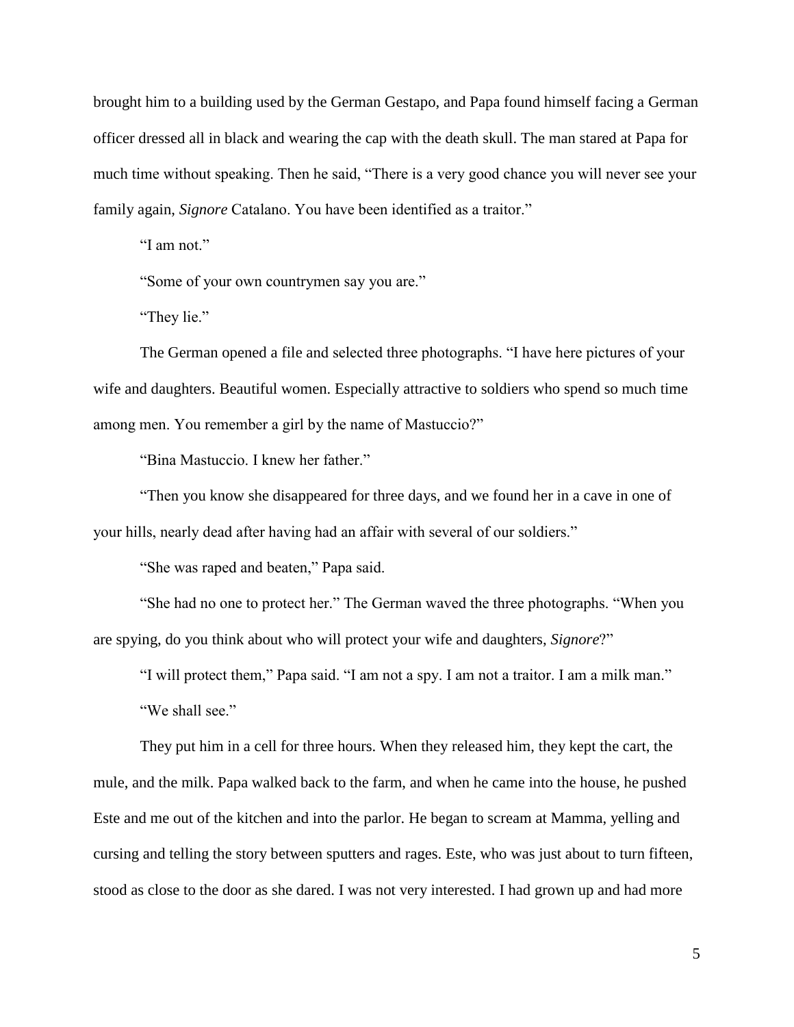brought him to a building used by the German Gestapo, and Papa found himself facing a German officer dressed all in black and wearing the cap with the death skull. The man stared at Papa for much time without speaking. Then he said, "There is a very good chance you will never see your family again, *Signore* Catalano. You have been identified as a traitor."

"I am not."

"Some of your own countrymen say you are."

"They lie."

The German opened a file and selected three photographs. "I have here pictures of your wife and daughters. Beautiful women. Especially attractive to soldiers who spend so much time among men. You remember a girl by the name of Mastuccio?"

"Bina Mastuccio. I knew her father."

"Then you know she disappeared for three days, and we found her in a cave in one of your hills, nearly dead after having had an affair with several of our soldiers."

"She was raped and beaten," Papa said.

"She had no one to protect her." The German waved the three photographs. "When you are spying, do you think about who will protect your wife and daughters, *Signore*?"

"I will protect them," Papa said. "I am not a spy. I am not a traitor. I am a milk man."

"We shall see."

They put him in a cell for three hours. When they released him, they kept the cart, the mule, and the milk. Papa walked back to the farm, and when he came into the house, he pushed Este and me out of the kitchen and into the parlor. He began to scream at Mamma, yelling and cursing and telling the story between sputters and rages. Este, who was just about to turn fifteen, stood as close to the door as she dared. I was not very interested. I had grown up and had more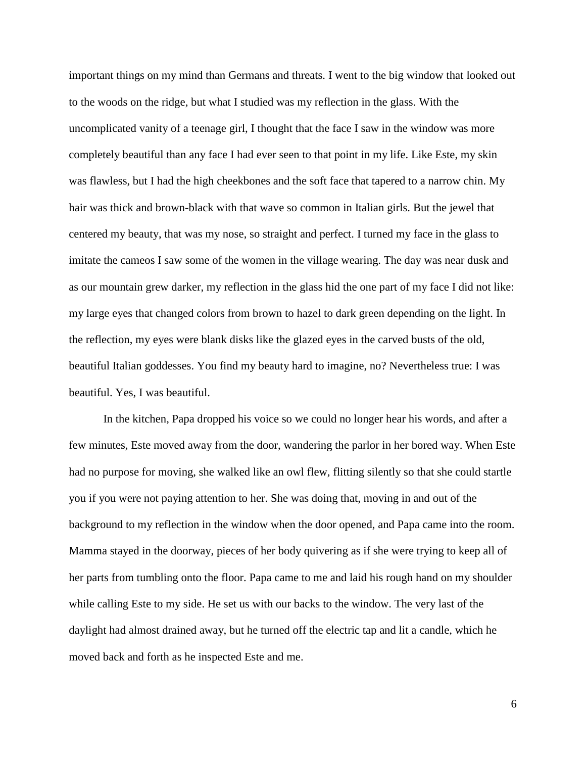important things on my mind than Germans and threats. I went to the big window that looked out to the woods on the ridge, but what I studied was my reflection in the glass. With the uncomplicated vanity of a teenage girl, I thought that the face I saw in the window was more completely beautiful than any face I had ever seen to that point in my life. Like Este, my skin was flawless, but I had the high cheekbones and the soft face that tapered to a narrow chin. My hair was thick and brown-black with that wave so common in Italian girls. But the jewel that centered my beauty, that was my nose, so straight and perfect. I turned my face in the glass to imitate the cameos I saw some of the women in the village wearing. The day was near dusk and as our mountain grew darker, my reflection in the glass hid the one part of my face I did not like: my large eyes that changed colors from brown to hazel to dark green depending on the light. In the reflection, my eyes were blank disks like the glazed eyes in the carved busts of the old, beautiful Italian goddesses. You find my beauty hard to imagine, no? Nevertheless true: I was beautiful. Yes, I was beautiful.

In the kitchen, Papa dropped his voice so we could no longer hear his words, and after a few minutes, Este moved away from the door, wandering the parlor in her bored way. When Este had no purpose for moving, she walked like an owl flew, flitting silently so that she could startle you if you were not paying attention to her. She was doing that, moving in and out of the background to my reflection in the window when the door opened, and Papa came into the room. Mamma stayed in the doorway, pieces of her body quivering as if she were trying to keep all of her parts from tumbling onto the floor. Papa came to me and laid his rough hand on my shoulder while calling Este to my side. He set us with our backs to the window. The very last of the daylight had almost drained away, but he turned off the electric tap and lit a candle, which he moved back and forth as he inspected Este and me.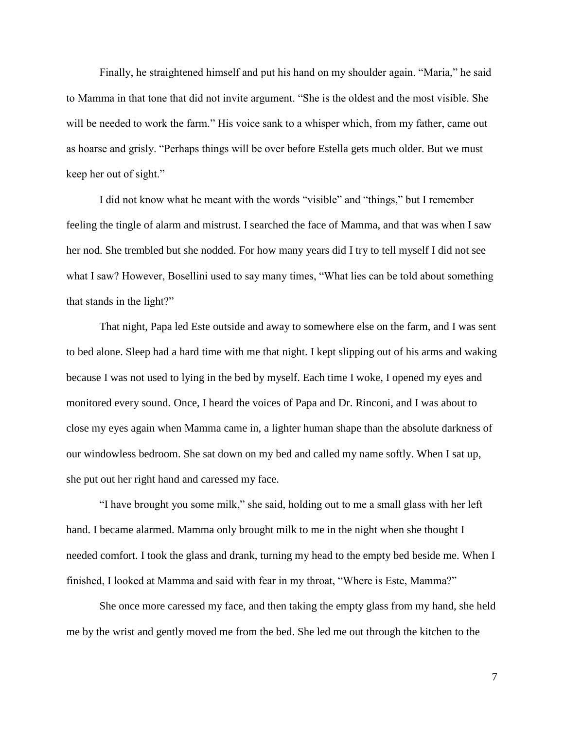Finally, he straightened himself and put his hand on my shoulder again. "Maria," he said to Mamma in that tone that did not invite argument. "She is the oldest and the most visible. She will be needed to work the farm." His voice sank to a whisper which, from my father, came out as hoarse and grisly. "Perhaps things will be over before Estella gets much older. But we must keep her out of sight."

I did not know what he meant with the words "visible" and "things," but I remember feeling the tingle of alarm and mistrust. I searched the face of Mamma, and that was when I saw her nod. She trembled but she nodded. For how many years did I try to tell myself I did not see what I saw? However, Bosellini used to say many times, "What lies can be told about something that stands in the light?"

That night, Papa led Este outside and away to somewhere else on the farm, and I was sent to bed alone. Sleep had a hard time with me that night. I kept slipping out of his arms and waking because I was not used to lying in the bed by myself. Each time I woke, I opened my eyes and monitored every sound. Once, I heard the voices of Papa and Dr. Rinconi, and I was about to close my eyes again when Mamma came in, a lighter human shape than the absolute darkness of our windowless bedroom. She sat down on my bed and called my name softly. When I sat up, she put out her right hand and caressed my face.

"I have brought you some milk," she said, holding out to me a small glass with her left hand. I became alarmed. Mamma only brought milk to me in the night when she thought I needed comfort. I took the glass and drank, turning my head to the empty bed beside me. When I finished, I looked at Mamma and said with fear in my throat, "Where is Este, Mamma?"

She once more caressed my face, and then taking the empty glass from my hand, she held me by the wrist and gently moved me from the bed. She led me out through the kitchen to the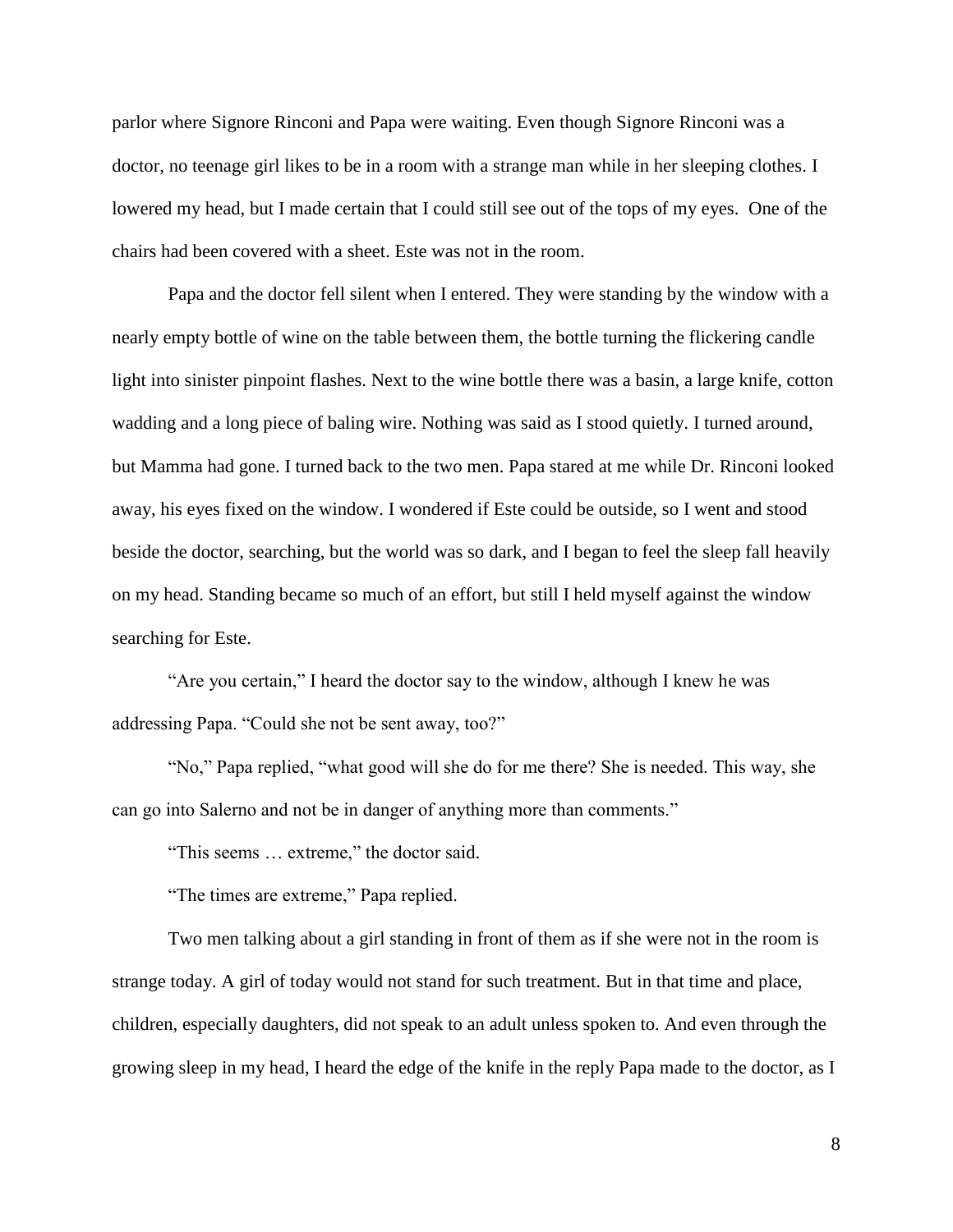parlor where Signore Rinconi and Papa were waiting. Even though Signore Rinconi was a doctor, no teenage girl likes to be in a room with a strange man while in her sleeping clothes. I lowered my head, but I made certain that I could still see out of the tops of my eyes. One of the chairs had been covered with a sheet. Este was not in the room.

Papa and the doctor fell silent when I entered. They were standing by the window with a nearly empty bottle of wine on the table between them, the bottle turning the flickering candle light into sinister pinpoint flashes. Next to the wine bottle there was a basin, a large knife, cotton wadding and a long piece of baling wire. Nothing was said as I stood quietly. I turned around, but Mamma had gone. I turned back to the two men. Papa stared at me while Dr. Rinconi looked away, his eyes fixed on the window. I wondered if Este could be outside, so I went and stood beside the doctor, searching, but the world was so dark, and I began to feel the sleep fall heavily on my head. Standing became so much of an effort, but still I held myself against the window searching for Este.

"Are you certain," I heard the doctor say to the window, although I knew he was addressing Papa. "Could she not be sent away, too?"

"No," Papa replied, "what good will she do for me there? She is needed. This way, she can go into Salerno and not be in danger of anything more than comments."

"This seems … extreme," the doctor said.

"The times are extreme," Papa replied.

Two men talking about a girl standing in front of them as if she were not in the room is strange today. A girl of today would not stand for such treatment. But in that time and place, children, especially daughters, did not speak to an adult unless spoken to. And even through the growing sleep in my head, I heard the edge of the knife in the reply Papa made to the doctor, as I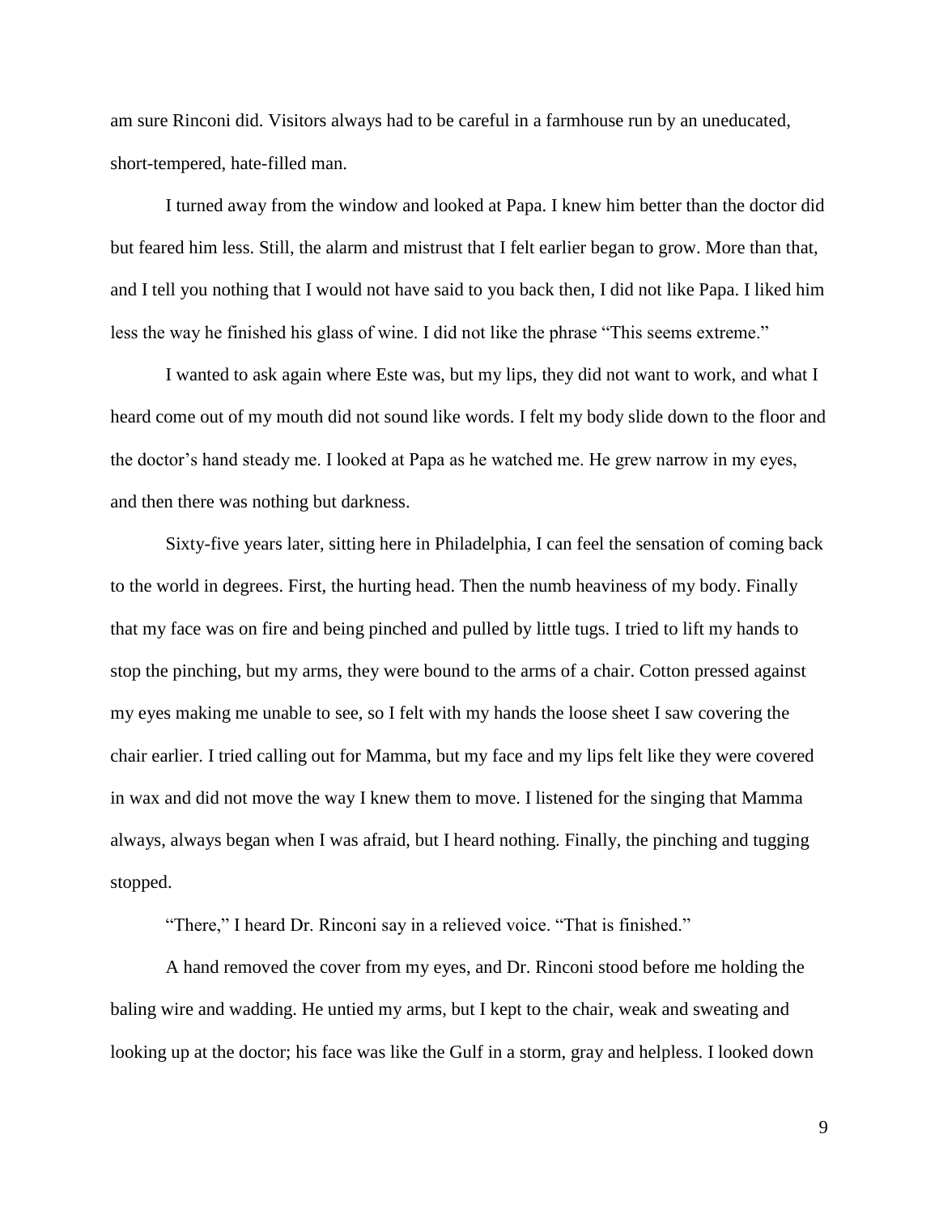am sure Rinconi did. Visitors always had to be careful in a farmhouse run by an uneducated, short-tempered, hate-filled man.

I turned away from the window and looked at Papa. I knew him better than the doctor did but feared him less. Still, the alarm and mistrust that I felt earlier began to grow. More than that, and I tell you nothing that I would not have said to you back then, I did not like Papa. I liked him less the way he finished his glass of wine. I did not like the phrase "This seems extreme."

I wanted to ask again where Este was, but my lips, they did not want to work, and what I heard come out of my mouth did not sound like words. I felt my body slide down to the floor and the doctor's hand steady me. I looked at Papa as he watched me. He grew narrow in my eyes, and then there was nothing but darkness.

Sixty-five years later, sitting here in Philadelphia, I can feel the sensation of coming back to the world in degrees. First, the hurting head. Then the numb heaviness of my body. Finally that my face was on fire and being pinched and pulled by little tugs. I tried to lift my hands to stop the pinching, but my arms, they were bound to the arms of a chair. Cotton pressed against my eyes making me unable to see, so I felt with my hands the loose sheet I saw covering the chair earlier. I tried calling out for Mamma, but my face and my lips felt like they were covered in wax and did not move the way I knew them to move. I listened for the singing that Mamma always, always began when I was afraid, but I heard nothing. Finally, the pinching and tugging stopped.

"There," I heard Dr. Rinconi say in a relieved voice. "That is finished."

A hand removed the cover from my eyes, and Dr. Rinconi stood before me holding the baling wire and wadding. He untied my arms, but I kept to the chair, weak and sweating and looking up at the doctor; his face was like the Gulf in a storm, gray and helpless. I looked down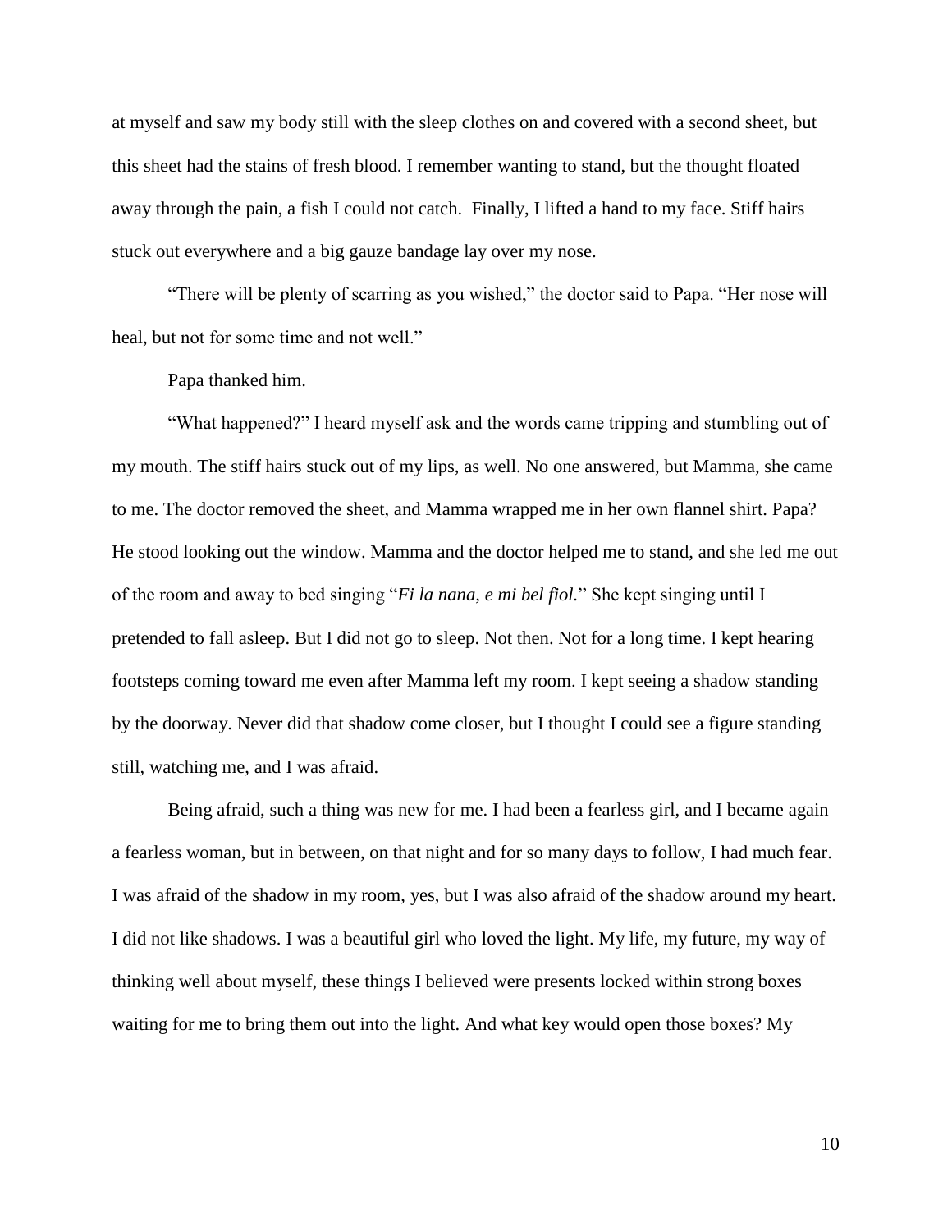at myself and saw my body still with the sleep clothes on and covered with a second sheet, but this sheet had the stains of fresh blood. I remember wanting to stand, but the thought floated away through the pain, a fish I could not catch. Finally, I lifted a hand to my face. Stiff hairs stuck out everywhere and a big gauze bandage lay over my nose.

"There will be plenty of scarring as you wished," the doctor said to Papa. "Her nose will heal, but not for some time and not well."

Papa thanked him.

"What happened?" I heard myself ask and the words came tripping and stumbling out of my mouth. The stiff hairs stuck out of my lips, as well. No one answered, but Mamma, she came to me. The doctor removed the sheet, and Mamma wrapped me in her own flannel shirt. Papa? He stood looking out the window. Mamma and the doctor helped me to stand, and she led me out of the room and away to bed singing "*Fi la nana, e mi bel fiol.*" She kept singing until I pretended to fall asleep. But I did not go to sleep. Not then. Not for a long time. I kept hearing footsteps coming toward me even after Mamma left my room. I kept seeing a shadow standing by the doorway. Never did that shadow come closer, but I thought I could see a figure standing still, watching me, and I was afraid.

Being afraid, such a thing was new for me. I had been a fearless girl, and I became again a fearless woman, but in between, on that night and for so many days to follow, I had much fear. I was afraid of the shadow in my room, yes, but I was also afraid of the shadow around my heart. I did not like shadows. I was a beautiful girl who loved the light. My life, my future, my way of thinking well about myself, these things I believed were presents locked within strong boxes waiting for me to bring them out into the light. And what key would open those boxes? My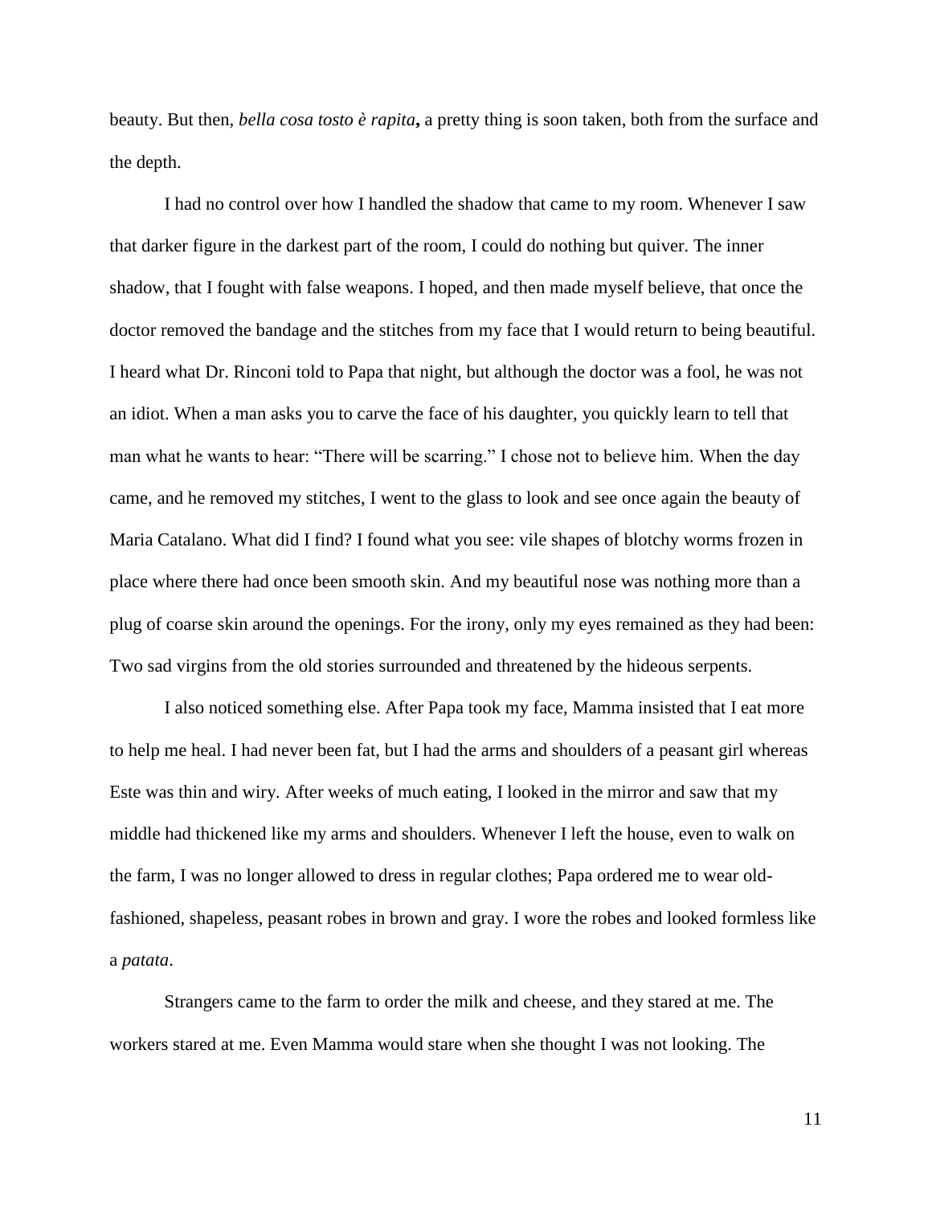beauty. But then, *bella cosa tosto è rapita***,** a pretty thing is soon taken, both from the surface and the depth.

I had no control over how I handled the shadow that came to my room. Whenever I saw that darker figure in the darkest part of the room, I could do nothing but quiver. The inner shadow, that I fought with false weapons. I hoped, and then made myself believe, that once the doctor removed the bandage and the stitches from my face that I would return to being beautiful. I heard what Dr. Rinconi told to Papa that night, but although the doctor was a fool, he was not an idiot. When a man asks you to carve the face of his daughter, you quickly learn to tell that man what he wants to hear: "There will be scarring." I chose not to believe him. When the day came, and he removed my stitches, I went to the glass to look and see once again the beauty of Maria Catalano. What did I find? I found what you see: vile shapes of blotchy worms frozen in place where there had once been smooth skin. And my beautiful nose was nothing more than a plug of coarse skin around the openings. For the irony, only my eyes remained as they had been: Two sad virgins from the old stories surrounded and threatened by the hideous serpents.

I also noticed something else. After Papa took my face, Mamma insisted that I eat more to help me heal. I had never been fat, but I had the arms and shoulders of a peasant girl whereas Este was thin and wiry. After weeks of much eating, I looked in the mirror and saw that my middle had thickened like my arms and shoulders. Whenever I left the house, even to walk on the farm, I was no longer allowed to dress in regular clothes; Papa ordered me to wear old-fashioned, shapeless, peasant robes in brown and gray. I wore the robes and looked formless like a *patata*.

Strangers came to the farm to order the milk and cheese, and they stared at me. The workers stared at me. Even Mamma would stare when she thought I was not looking. The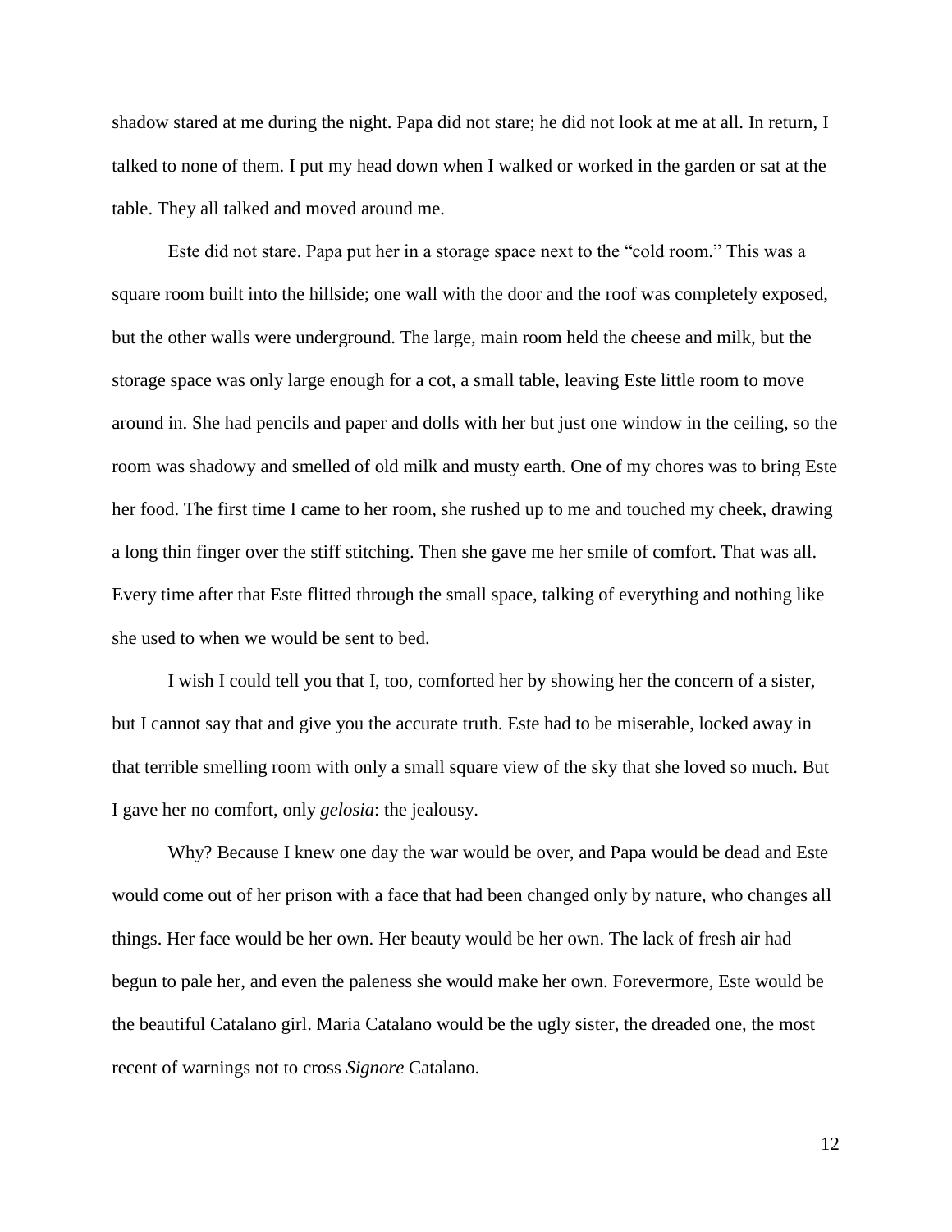shadow stared at me during the night. Papa did not stare; he did not look at me at all. In return, I talked to none of them. I put my head down when I walked or worked in the garden or sat at the table. They all talked and moved around me.

Este did not stare. Papa put her in a storage space next to the "cold room." This was a square room built into the hillside; one wall with the door and the roof was completely exposed, but the other walls were underground. The large, main room held the cheese and milk, but the storage space was only large enough for a cot, a small table, leaving Este little room to move around in. She had pencils and paper and dolls with her but just one window in the ceiling, so the room was shadowy and smelled of old milk and musty earth. One of my chores was to bring Este her food. The first time I came to her room, she rushed up to me and touched my cheek, drawing a long thin finger over the stiff stitching. Then she gave me her smile of comfort. That was all. Every time after that Este flitted through the small space, talking of everything and nothing like she used to when we would be sent to bed.

I wish I could tell you that I, too, comforted her by showing her the concern of a sister, but I cannot say that and give you the accurate truth. Este had to be miserable, locked away in that terrible smelling room with only a small square view of the sky that she loved so much. But I gave her no comfort, only *gelosia*: the jealousy.

Why? Because I knew one day the war would be over, and Papa would be dead and Este would come out of her prison with a face that had been changed only by nature, who changes all things. Her face would be her own. Her beauty would be her own. The lack of fresh air had begun to pale her, and even the paleness she would make her own. Forevermore, Este would be the beautiful Catalano girl. Maria Catalano would be the ugly sister, the dreaded one, the most recent of warnings not to cross *Signore* Catalano.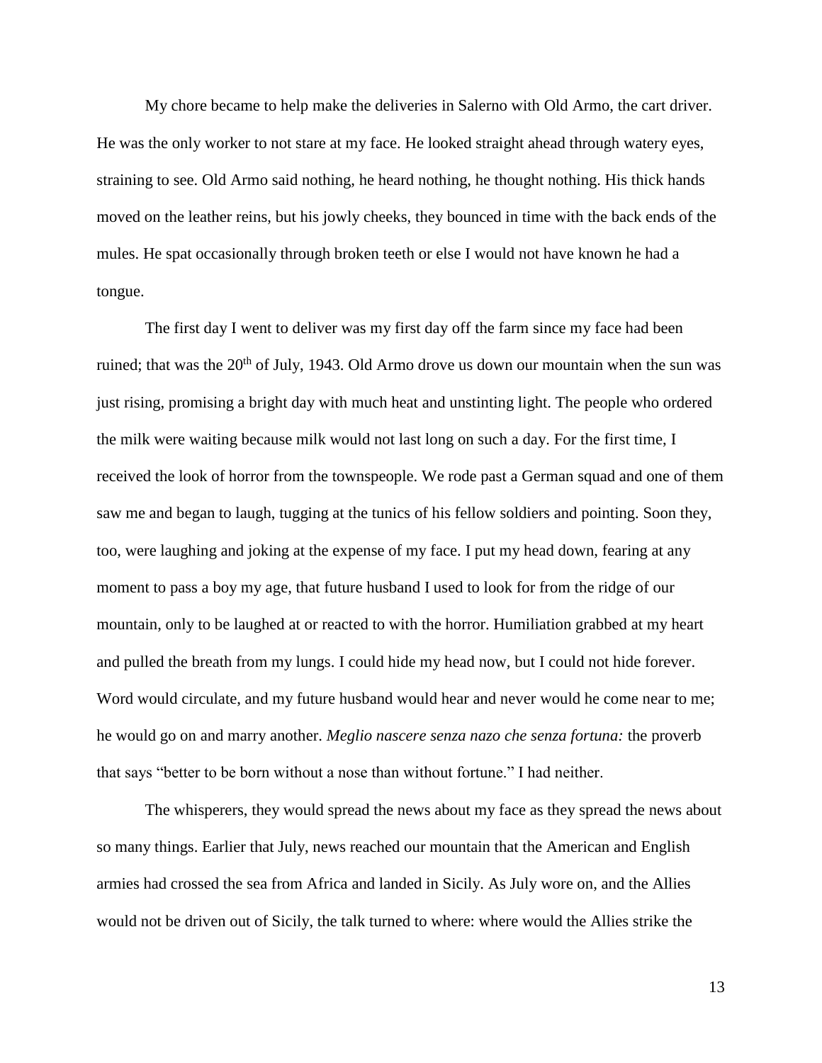My chore became to help make the deliveries in Salerno with Old Armo, the cart driver. He was the only worker to not stare at my face. He looked straight ahead through watery eyes, straining to see. Old Armo said nothing, he heard nothing, he thought nothing. His thick hands moved on the leather reins, but his jowly cheeks, they bounced in time with the back ends of the mules. He spat occasionally through broken teeth or else I would not have known he had a tongue.

The first day I went to deliver was my first day off the farm since my face had been ruined; that was the 20th of July, 1943. Old Armo drove us down our mountain when the sun was just rising, promising a bright day with much heat and unstinting light. The people who ordered the milk were waiting because milk would not last long on such a day. For the first time, I received the look of horror from the townspeople. We rode past a German squad and one of them saw me and began to laugh, tugging at the tunics of his fellow soldiers and pointing. Soon they, too, were laughing and joking at the expense of my face. I put my head down, fearing at any moment to pass a boy my age, that future husband I used to look for from the ridge of our mountain, only to be laughed at or reacted to with the horror. Humiliation grabbed at my heart and pulled the breath from my lungs. I could hide my head now, but I could not hide forever. Word would circulate, and my future husband would hear and never would he come near to me; he would go on and marry another. *Meglio nascere senza nazo che senza fortuna:* the proverb that says "better to be born without a nose than without fortune." I had neither.

The whisperers, they would spread the news about my face as they spread the news about so many things. Earlier that July, news reached our mountain that the American and English armies had crossed the sea from Africa and landed in Sicily. As July wore on, and the Allies would not be driven out of Sicily, the talk turned to where: where would the Allies strike the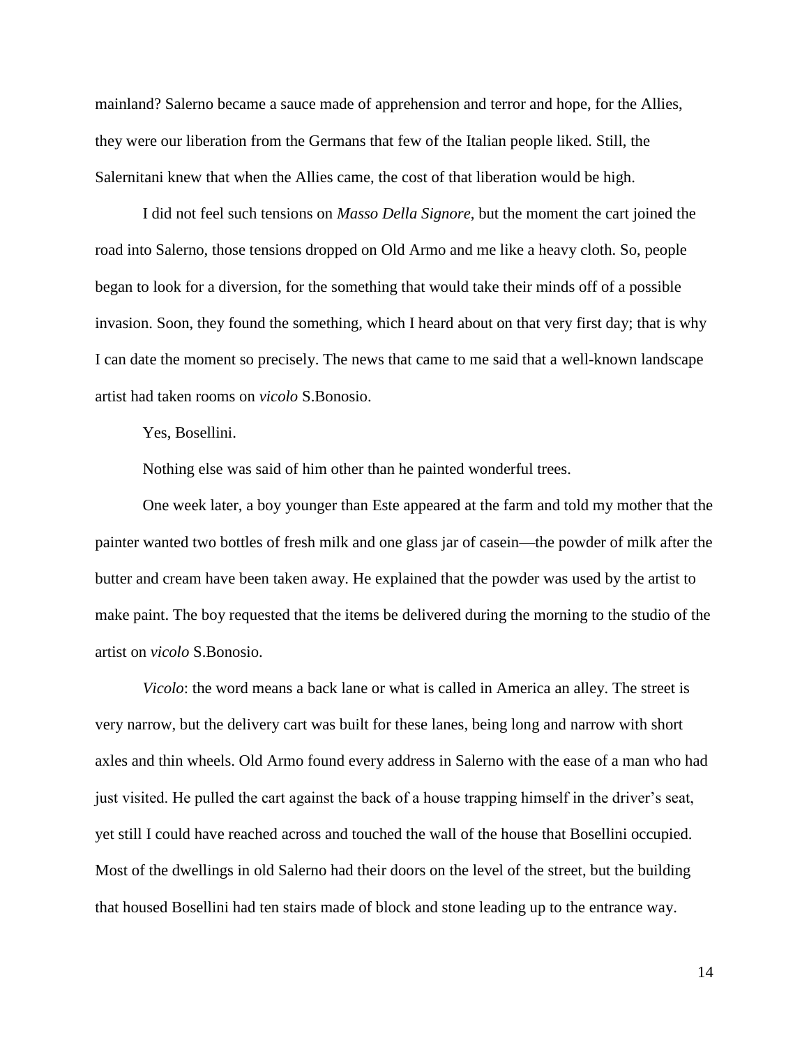mainland? Salerno became a sauce made of apprehension and terror and hope, for the Allies, they were our liberation from the Germans that few of the Italian people liked. Still, the Salernitani knew that when the Allies came, the cost of that liberation would be high.

I did not feel such tensions on *Masso Della Signore*, but the moment the cart joined the road into Salerno, those tensions dropped on Old Armo and me like a heavy cloth. So, people began to look for a diversion, for the something that would take their minds off of a possible invasion. Soon, they found the something, which I heard about on that very first day; that is why I can date the moment so precisely. The news that came to me said that a well-known landscape artist had taken rooms on *vicolo* S.Bonosio.

Yes, Bosellini.

Nothing else was said of him other than he painted wonderful trees.

One week later, a boy younger than Este appeared at the farm and told my mother that the painter wanted two bottles of fresh milk and one glass jar of casein—the powder of milk after the butter and cream have been taken away. He explained that the powder was used by the artist to make paint. The boy requested that the items be delivered during the morning to the studio of the artist on *vicolo* S.Bonosio.

*Vicolo*: the word means a back lane or what is called in America an alley. The street is very narrow, but the delivery cart was built for these lanes, being long and narrow with short axles and thin wheels. Old Armo found every address in Salerno with the ease of a man who had just visited. He pulled the cart against the back of a house trapping himself in the driver's seat, yet still I could have reached across and touched the wall of the house that Bosellini occupied. Most of the dwellings in old Salerno had their doors on the level of the street, but the building that housed Bosellini had ten stairs made of block and stone leading up to the entrance way.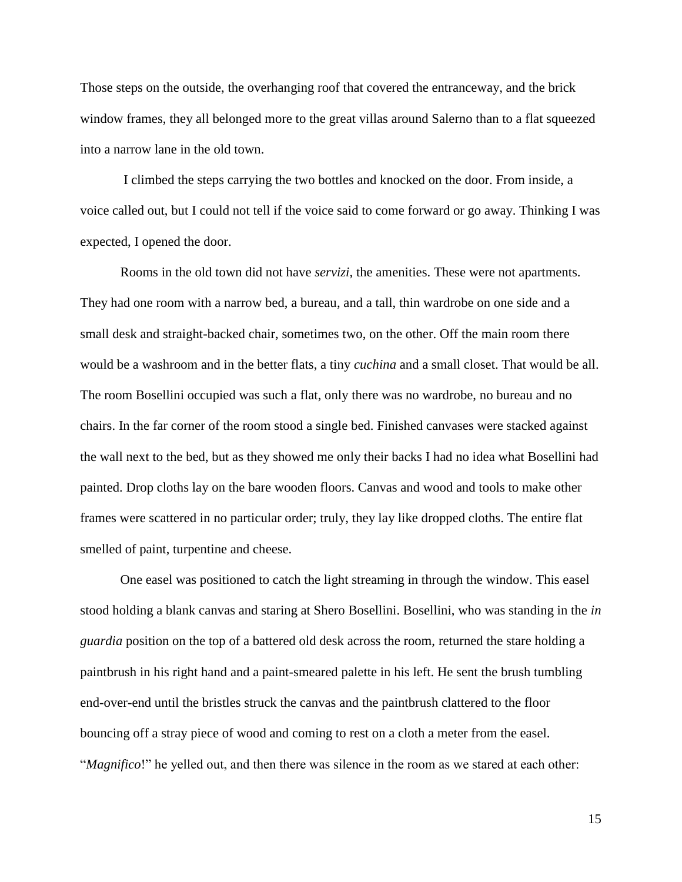Those steps on the outside, the overhanging roof that covered the entranceway, and the brick window frames, they all belonged more to the great villas around Salerno than to a flat squeezed into a narrow lane in the old town.

I climbed the steps carrying the two bottles and knocked on the door. From inside, a voice called out, but I could not tell if the voice said to come forward or go away. Thinking I was expected, I opened the door.

Rooms in the old town did not have *servizi*, the amenities. These were not apartments. They had one room with a narrow bed, a bureau, and a tall, thin wardrobe on one side and a small desk and straight-backed chair, sometimes two, on the other. Off the main room there would be a washroom and in the better flats, a tiny *cuchina* and a small closet. That would be all. The room Bosellini occupied was such a flat, only there was no wardrobe, no bureau and no chairs. In the far corner of the room stood a single bed. Finished canvases were stacked against the wall next to the bed, but as they showed me only their backs I had no idea what Bosellini had painted. Drop cloths lay on the bare wooden floors. Canvas and wood and tools to make other frames were scattered in no particular order; truly, they lay like dropped cloths. The entire flat smelled of paint, turpentine and cheese.

One easel was positioned to catch the light streaming in through the window. This easel stood holding a blank canvas and staring at Shero Bosellini. Bosellini, who was standing in the *in guardia* position on the top of a battered old desk across the room, returned the stare holding a paintbrush in his right hand and a paint-smeared palette in his left. He sent the brush tumbling end-over-end until the bristles struck the canvas and the paintbrush clattered to the floor bouncing off a stray piece of wood and coming to rest on a cloth a meter from the easel. "*Magnifico*!" he yelled out, and then there was silence in the room as we stared at each other: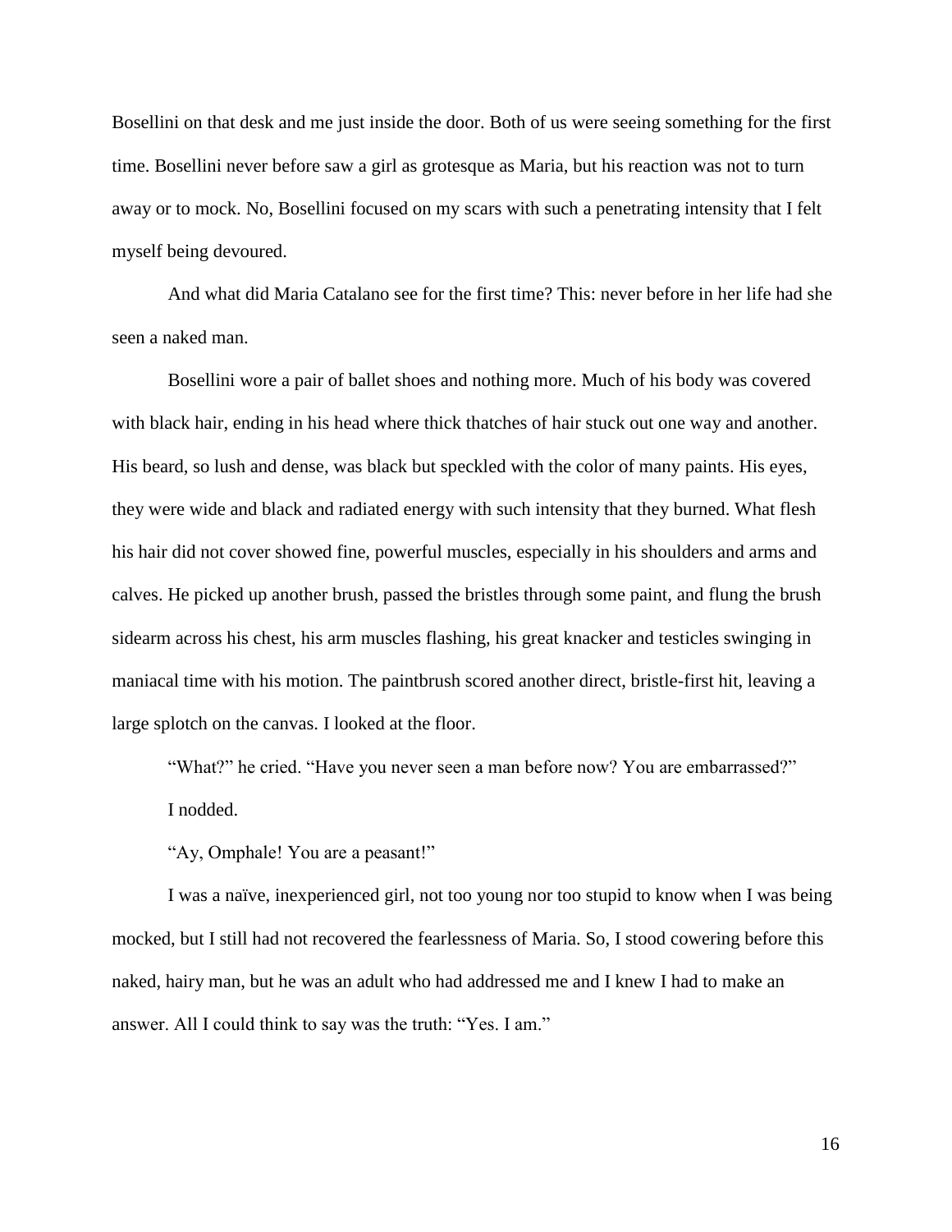Bosellini on that desk and me just inside the door. Both of us were seeing something for the first time. Bosellini never before saw a girl as grotesque as Maria, but his reaction was not to turn away or to mock. No, Bosellini focused on my scars with such a penetrating intensity that I felt myself being devoured.

And what did Maria Catalano see for the first time? This: never before in her life had she seen a naked man.

Bosellini wore a pair of ballet shoes and nothing more. Much of his body was covered with black hair, ending in his head where thick thatches of hair stuck out one way and another. His beard, so lush and dense, was black but speckled with the color of many paints. His eyes, they were wide and black and radiated energy with such intensity that they burned. What flesh his hair did not cover showed fine, powerful muscles, especially in his shoulders and arms and calves. He picked up another brush, passed the bristles through some paint, and flung the brush sidearm across his chest, his arm muscles flashing, his great knacker and testicles swinging in maniacal time with his motion. The paintbrush scored another direct, bristle-first hit, leaving a large splotch on the canvas. I looked at the floor.

"What?" he cried. "Have you never seen a man before now? You are embarrassed?"

I nodded.

"Ay, Omphale! You are a peasant!"

I was a naïve, inexperienced girl, not too young nor too stupid to know when I was being mocked, but I still had not recovered the fearlessness of Maria. So, I stood cowering before this naked, hairy man, but he was an adult who had addressed me and I knew I had to make an answer. All I could think to say was the truth: "Yes. I am."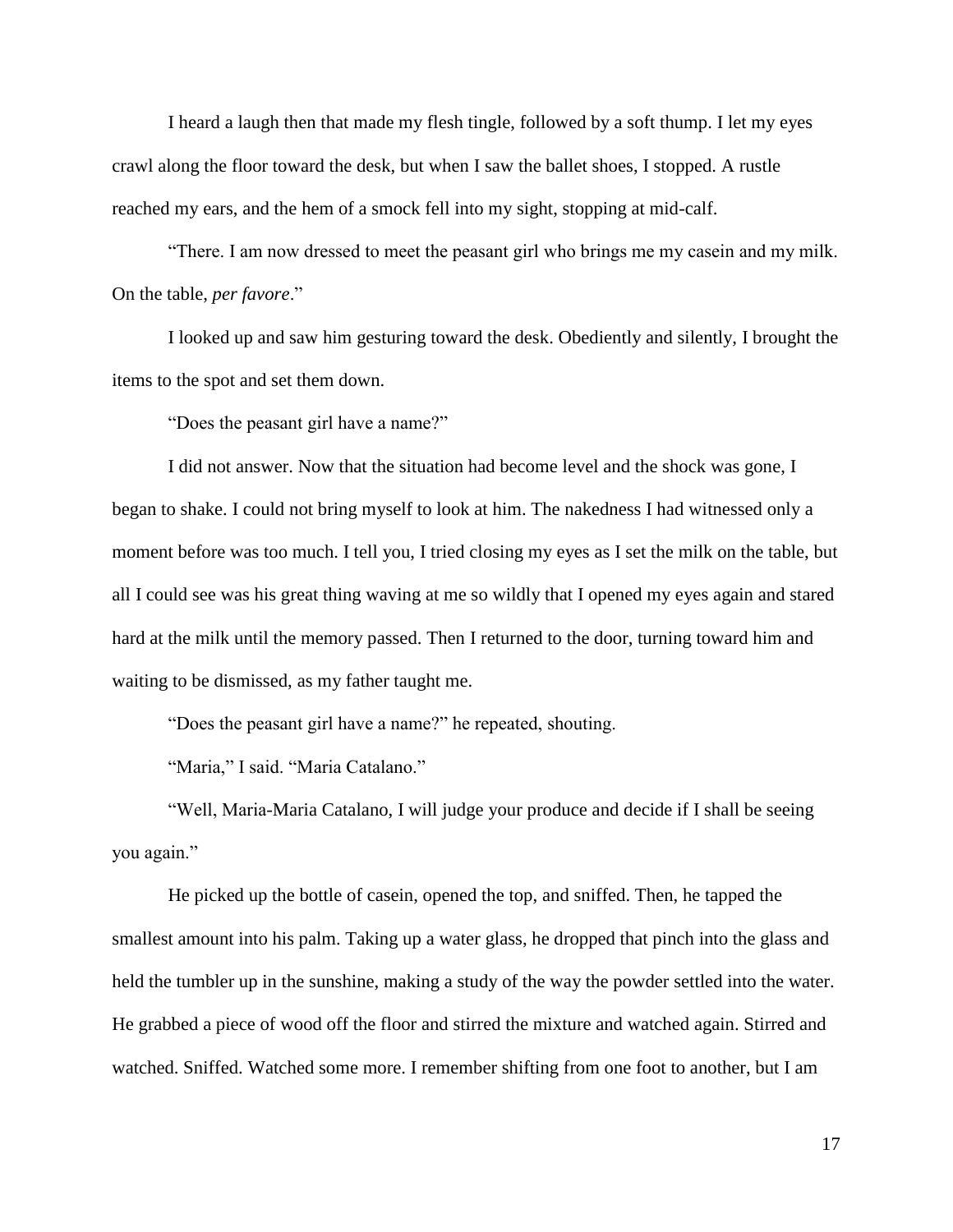I heard a laugh then that made my flesh tingle, followed by a soft thump. I let my eyes crawl along the floor toward the desk, but when I saw the ballet shoes, I stopped. A rustle reached my ears, and the hem of a smock fell into my sight, stopping at mid-calf.

"There. I am now dressed to meet the peasant girl who brings me my casein and my milk. On the table, *per favore*."

I looked up and saw him gesturing toward the desk. Obediently and silently, I brought the items to the spot and set them down.

"Does the peasant girl have a name?"

I did not answer. Now that the situation had become level and the shock was gone, I began to shake. I could not bring myself to look at him. The nakedness I had witnessed only a moment before was too much. I tell you, I tried closing my eyes as I set the milk on the table, but all I could see was his great thing waving at me so wildly that I opened my eyes again and stared hard at the milk until the memory passed. Then I returned to the door, turning toward him and waiting to be dismissed, as my father taught me.

"Does the peasant girl have a name?" he repeated, shouting.

"Maria," I said. "Maria Catalano."

"Well, Maria-Maria Catalano, I will judge your produce and decide if I shall be seeing you again."

He picked up the bottle of casein, opened the top, and sniffed. Then, he tapped the smallest amount into his palm. Taking up a water glass, he dropped that pinch into the glass and held the tumbler up in the sunshine, making a study of the way the powder settled into the water. He grabbed a piece of wood off the floor and stirred the mixture and watched again. Stirred and watched. Sniffed. Watched some more. I remember shifting from one foot to another, but I am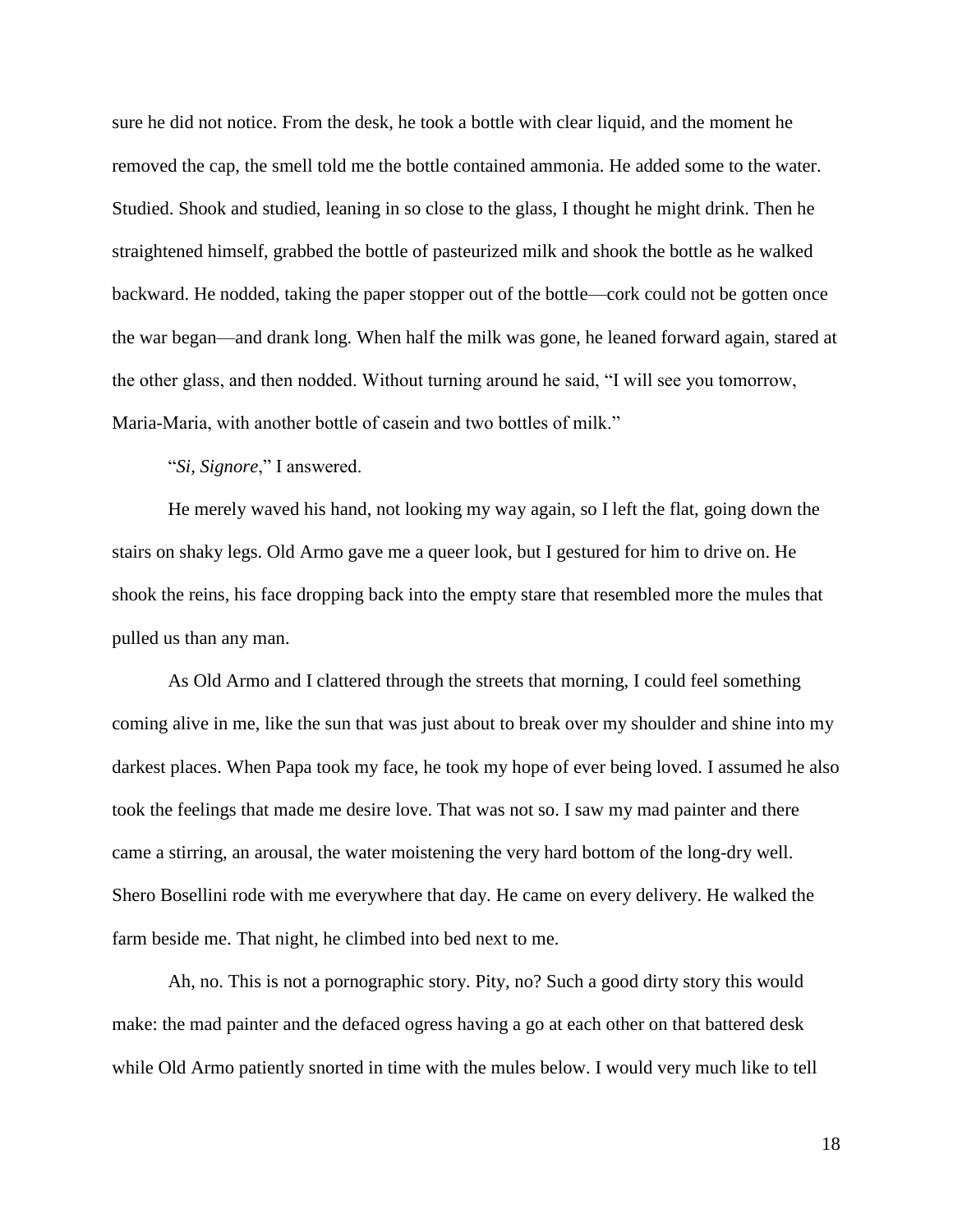sure he did not notice. From the desk, he took a bottle with clear liquid, and the moment he removed the cap, the smell told me the bottle contained ammonia. He added some to the water. Studied. Shook and studied, leaning in so close to the glass, I thought he might drink. Then he straightened himself, grabbed the bottle of pasteurized milk and shook the bottle as he walked backward. He nodded, taking the paper stopper out of the bottle—cork could not be gotten once the war began—and drank long. When half the milk was gone, he leaned forward again, stared at the other glass, and then nodded. Without turning around he said, "I will see you tomorrow, Maria-Maria, with another bottle of casein and two bottles of milk."

"*Si, Signore*," I answered.

He merely waved his hand, not looking my way again, so I left the flat, going down the stairs on shaky legs. Old Armo gave me a queer look, but I gestured for him to drive on. He shook the reins, his face dropping back into the empty stare that resembled more the mules that pulled us than any man.

As Old Armo and I clattered through the streets that morning, I could feel something coming alive in me, like the sun that was just about to break over my shoulder and shine into my darkest places. When Papa took my face, he took my hope of ever being loved. I assumed he also took the feelings that made me desire love. That was not so. I saw my mad painter and there came a stirring, an arousal, the water moistening the very hard bottom of the long-dry well. Shero Bosellini rode with me everywhere that day. He came on every delivery. He walked the farm beside me. That night, he climbed into bed next to me.

Ah, no. This is not a pornographic story. Pity, no? Such a good dirty story this would make: the mad painter and the defaced ogress having a go at each other on that battered desk while Old Armo patiently snorted in time with the mules below. I would very much like to tell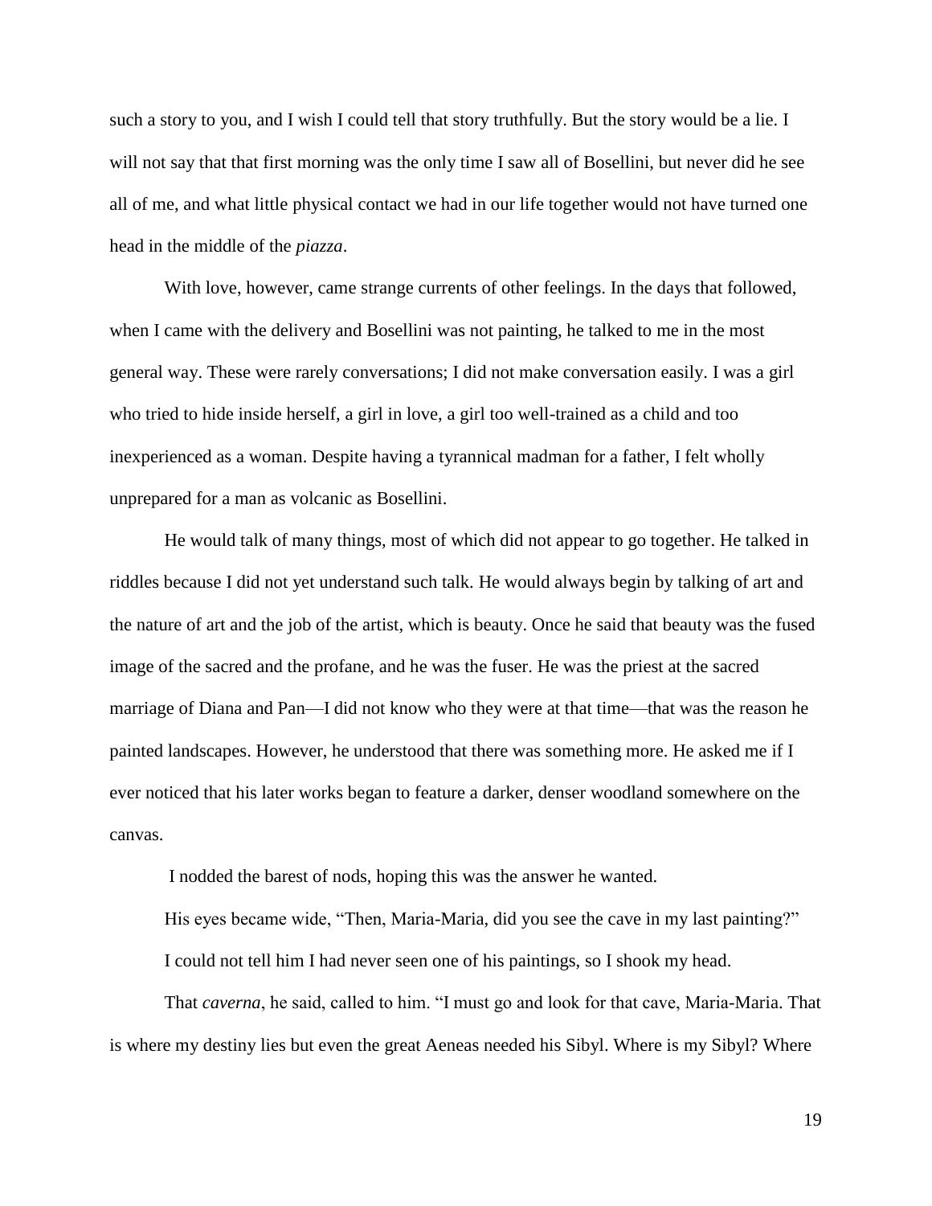such a story to you, and I wish I could tell that story truthfully. But the story would be a lie. I will not say that that first morning was the only time I saw all of Bosellini, but never did he see all of me, and what little physical contact we had in our life together would not have turned one head in the middle of the *piazza*.

With love, however, came strange currents of other feelings. In the days that followed, when I came with the delivery and Bosellini was not painting, he talked to me in the most general way. These were rarely conversations; I did not make conversation easily. I was a girl who tried to hide inside herself, a girl in love, a girl too well-trained as a child and too inexperienced as a woman. Despite having a tyrannical madman for a father, I felt wholly unprepared for a man as volcanic as Bosellini.

He would talk of many things, most of which did not appear to go together. He talked in riddles because I did not yet understand such talk. He would always begin by talking of art and the nature of art and the job of the artist, which is beauty. Once he said that beauty was the fused image of the sacred and the profane, and he was the fuser. He was the priest at the sacred marriage of Diana and Pan—I did not know who they were at that time—that was the reason he painted landscapes. However, he understood that there was something more. He asked me if I ever noticed that his later works began to feature a darker, denser woodland somewhere on the canvas.

I nodded the barest of nods, hoping this was the answer he wanted.

His eyes became wide, "Then, Maria-Maria, did you see the cave in my last painting?"

I could not tell him I had never seen one of his paintings, so I shook my head.

That *caverna*, he said, called to him. "I must go and look for that cave, Maria-Maria. That is where my destiny lies but even the great Aeneas needed his Sibyl. Where is my Sibyl? Where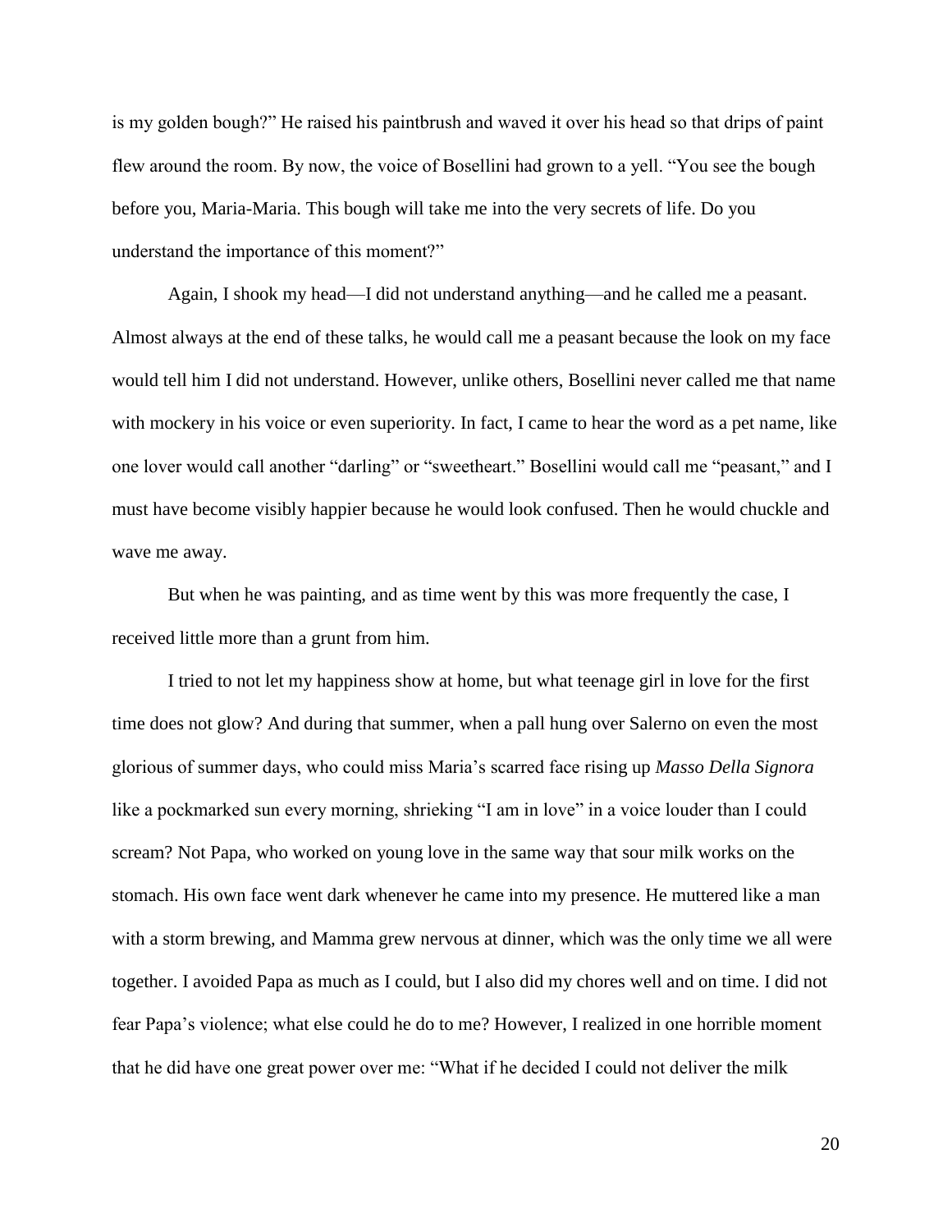is my golden bough?" He raised his paintbrush and waved it over his head so that drips of paint flew around the room. By now, the voice of Bosellini had grown to a yell. "You see the bough before you, Maria-Maria. This bough will take me into the very secrets of life. Do you understand the importance of this moment?"

Again, I shook my head—I did not understand anything—and he called me a peasant. Almost always at the end of these talks, he would call me a peasant because the look on my face would tell him I did not understand. However, unlike others, Bosellini never called me that name with mockery in his voice or even superiority. In fact, I came to hear the word as a pet name, like one lover would call another "darling" or "sweetheart." Bosellini would call me "peasant," and I must have become visibly happier because he would look confused. Then he would chuckle and wave me away.

But when he was painting, and as time went by this was more frequently the case, I received little more than a grunt from him.

I tried to not let my happiness show at home, but what teenage girl in love for the first time does not glow? And during that summer, when a pall hung over Salerno on even the most glorious of summer days, who could miss Maria's scarred face rising up *Masso Della Signora* like a pockmarked sun every morning, shrieking "I am in love" in a voice louder than I could scream? Not Papa, who worked on young love in the same way that sour milk works on the stomach. His own face went dark whenever he came into my presence. He muttered like a man with a storm brewing, and Mamma grew nervous at dinner, which was the only time we all were together. I avoided Papa as much as I could, but I also did my chores well and on time. I did not fear Papa's violence; what else could he do to me? However, I realized in one horrible moment that he did have one great power over me: "What if he decided I could not deliver the milk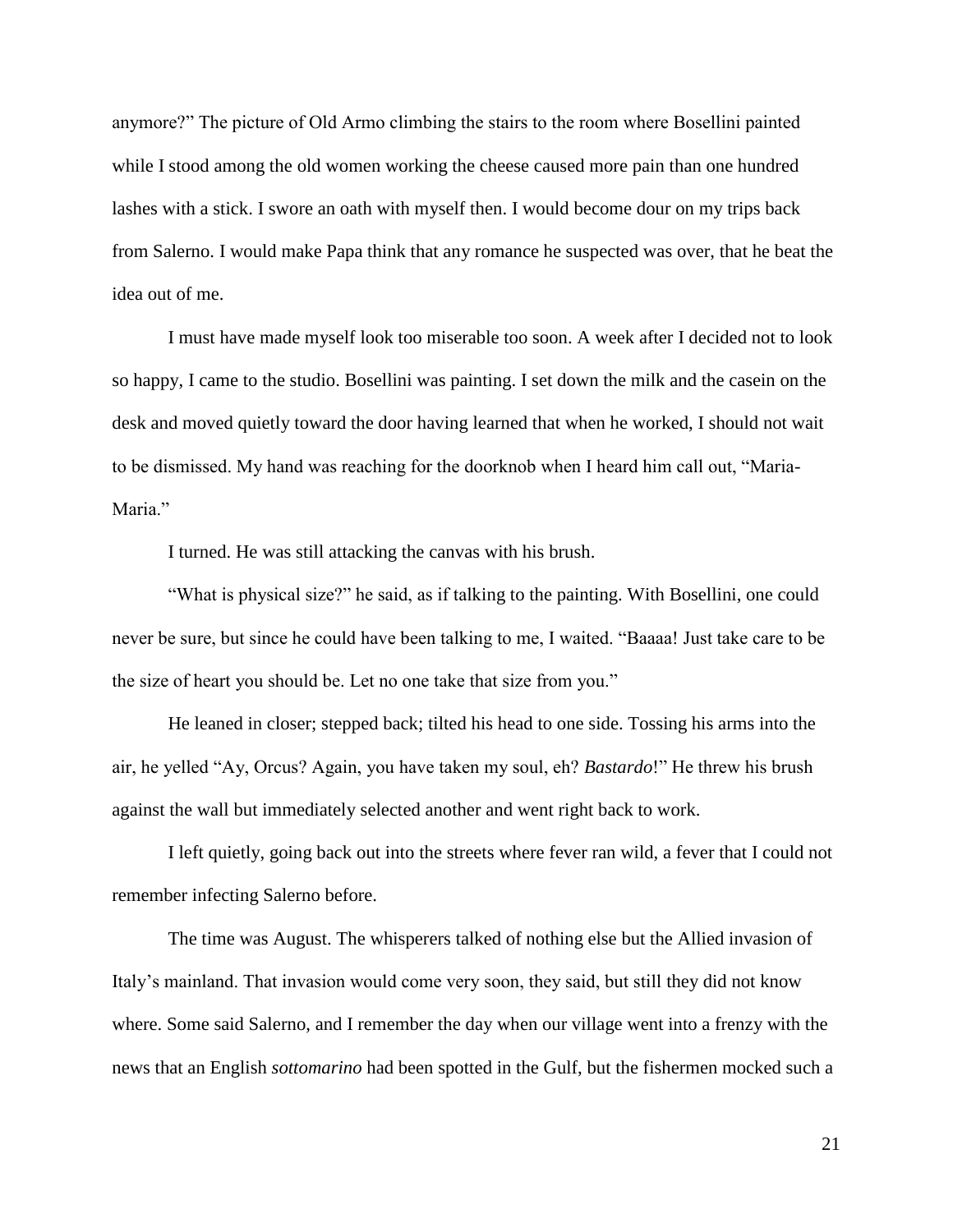anymore?" The picture of Old Armo climbing the stairs to the room where Bosellini painted while I stood among the old women working the cheese caused more pain than one hundred lashes with a stick. I swore an oath with myself then. I would become dour on my trips back from Salerno. I would make Papa think that any romance he suspected was over, that he beat the idea out of me.

I must have made myself look too miserable too soon. A week after I decided not to look so happy, I came to the studio. Bosellini was painting. I set down the milk and the casein on the desk and moved quietly toward the door having learned that when he worked, I should not wait to be dismissed. My hand was reaching for the doorknob when I heard him call out, "Maria-Maria."

I turned. He was still attacking the canvas with his brush.

"What is physical size?" he said, as if talking to the painting. With Bosellini, one could never be sure, but since he could have been talking to me, I waited. "Baaaa! Just take care to be the size of heart you should be. Let no one take that size from you."

He leaned in closer; stepped back; tilted his head to one side. Tossing his arms into the air, he yelled "Ay, Orcus? Again, you have taken my soul, eh? *Bastardo*!" He threw his brush against the wall but immediately selected another and went right back to work.

I left quietly, going back out into the streets where fever ran wild, a fever that I could not remember infecting Salerno before.

The time was August. The whisperers talked of nothing else but the Allied invasion of Italy's mainland. That invasion would come very soon, they said, but still they did not know where. Some said Salerno, and I remember the day when our village went into a frenzy with the news that an English *sottomarino* had been spotted in the Gulf, but the fishermen mocked such a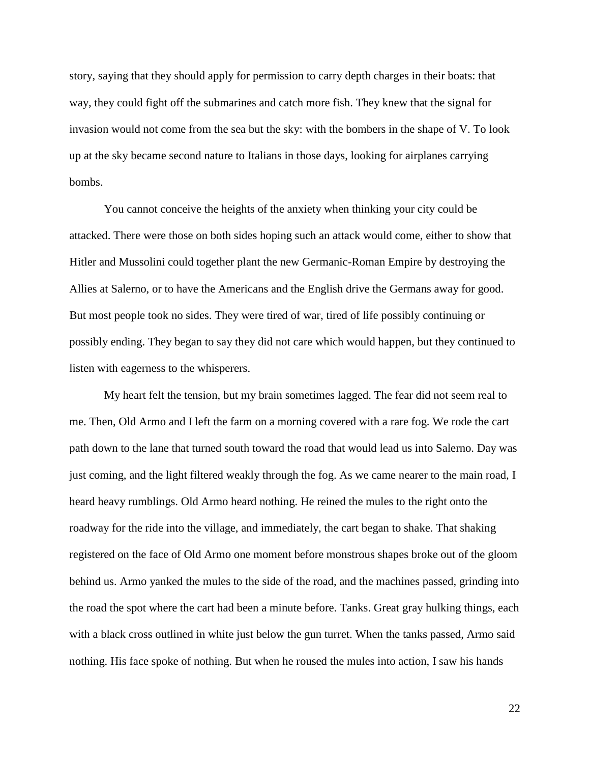story, saying that they should apply for permission to carry depth charges in their boats: that way, they could fight off the submarines and catch more fish. They knew that the signal for invasion would not come from the sea but the sky: with the bombers in the shape of V. To look up at the sky became second nature to Italians in those days, looking for airplanes carrying bombs.

You cannot conceive the heights of the anxiety when thinking your city could be attacked. There were those on both sides hoping such an attack would come, either to show that Hitler and Mussolini could together plant the new Germanic-Roman Empire by destroying the Allies at Salerno, or to have the Americans and the English drive the Germans away for good. But most people took no sides. They were tired of war, tired of life possibly continuing or possibly ending. They began to say they did not care which would happen, but they continued to listen with eagerness to the whisperers.

My heart felt the tension, but my brain sometimes lagged. The fear did not seem real to me. Then, Old Armo and I left the farm on a morning covered with a rare fog. We rode the cart path down to the lane that turned south toward the road that would lead us into Salerno. Day was just coming, and the light filtered weakly through the fog. As we came nearer to the main road, I heard heavy rumblings. Old Armo heard nothing. He reined the mules to the right onto the roadway for the ride into the village, and immediately, the cart began to shake. That shaking registered on the face of Old Armo one moment before monstrous shapes broke out of the gloom behind us. Armo yanked the mules to the side of the road, and the machines passed, grinding into the road the spot where the cart had been a minute before. Tanks. Great gray hulking things, each with a black cross outlined in white just below the gun turret. When the tanks passed, Armo said nothing. His face spoke of nothing. But when he roused the mules into action, I saw his hands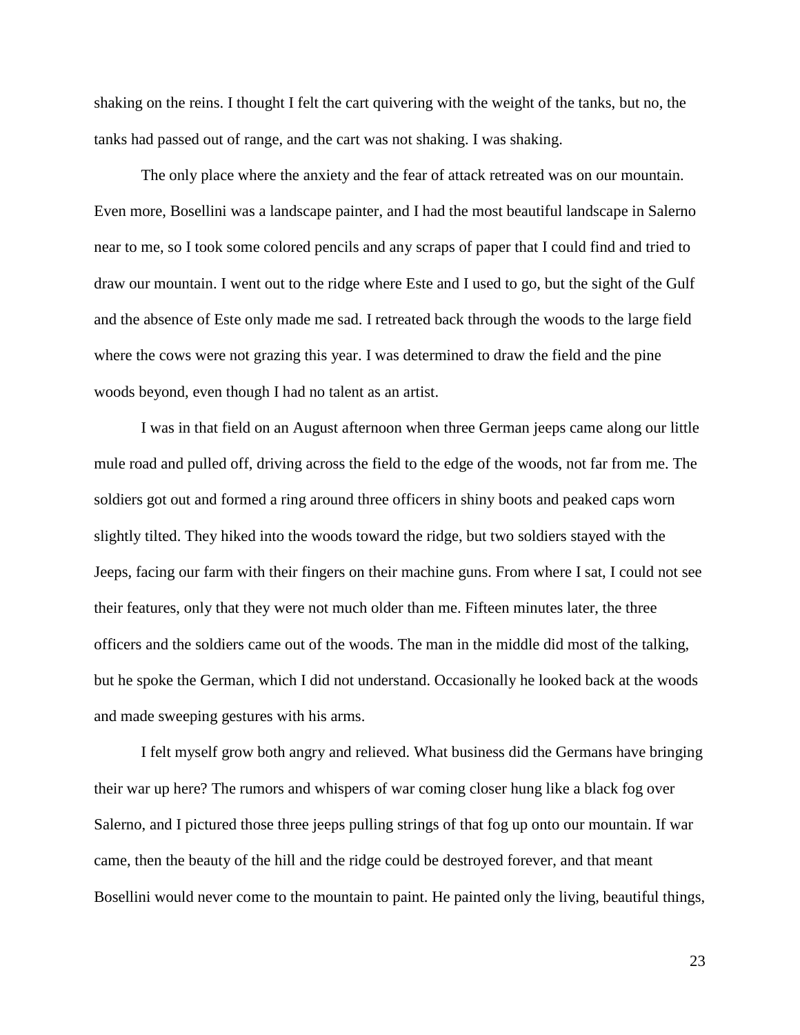shaking on the reins. I thought I felt the cart quivering with the weight of the tanks, but no, the tanks had passed out of range, and the cart was not shaking. I was shaking.

The only place where the anxiety and the fear of attack retreated was on our mountain. Even more, Bosellini was a landscape painter, and I had the most beautiful landscape in Salerno near to me, so I took some colored pencils and any scraps of paper that I could find and tried to draw our mountain. I went out to the ridge where Este and I used to go, but the sight of the Gulf and the absence of Este only made me sad. I retreated back through the woods to the large field where the cows were not grazing this year. I was determined to draw the field and the pine woods beyond, even though I had no talent as an artist.

I was in that field on an August afternoon when three German jeeps came along our little mule road and pulled off, driving across the field to the edge of the woods, not far from me. The soldiers got out and formed a ring around three officers in shiny boots and peaked caps worn slightly tilted. They hiked into the woods toward the ridge, but two soldiers stayed with the Jeeps, facing our farm with their fingers on their machine guns. From where I sat, I could not see their features, only that they were not much older than me. Fifteen minutes later, the three officers and the soldiers came out of the woods. The man in the middle did most of the talking, but he spoke the German, which I did not understand. Occasionally he looked back at the woods and made sweeping gestures with his arms.

I felt myself grow both angry and relieved. What business did the Germans have bringing their war up here? The rumors and whispers of war coming closer hung like a black fog over Salerno, and I pictured those three jeeps pulling strings of that fog up onto our mountain. If war came, then the beauty of the hill and the ridge could be destroyed forever, and that meant Bosellini would never come to the mountain to paint. He painted only the living, beautiful things,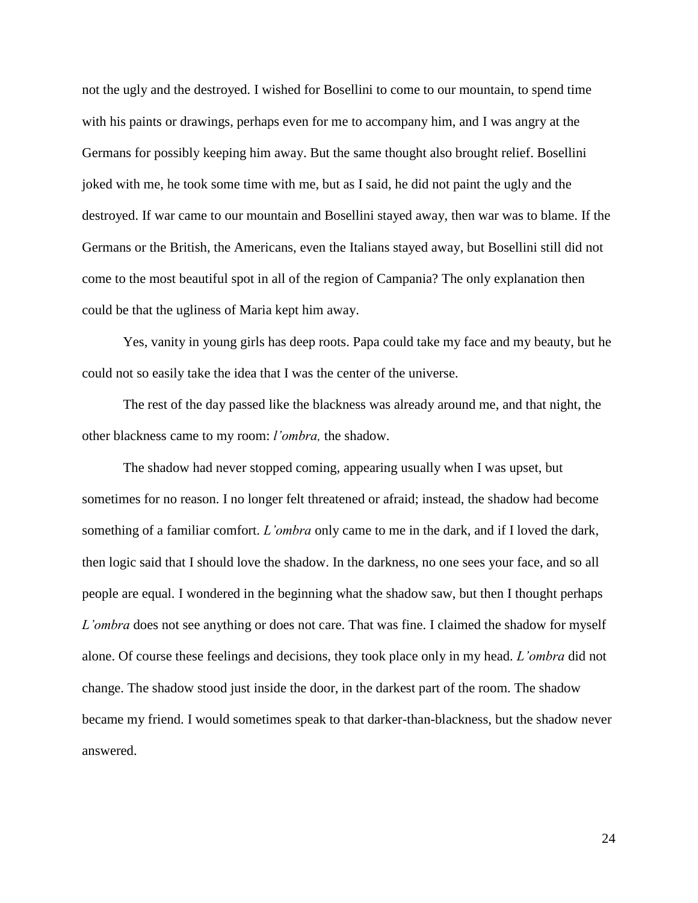not the ugly and the destroyed. I wished for Bosellini to come to our mountain, to spend time with his paints or drawings, perhaps even for me to accompany him, and I was angry at the Germans for possibly keeping him away. But the same thought also brought relief. Bosellini joked with me, he took some time with me, but as I said, he did not paint the ugly and the destroyed. If war came to our mountain and Bosellini stayed away, then war was to blame. If the Germans or the British, the Americans, even the Italians stayed away, but Bosellini still did not come to the most beautiful spot in all of the region of Campania? The only explanation then could be that the ugliness of Maria kept him away.

Yes, vanity in young girls has deep roots. Papa could take my face and my beauty, but he could not so easily take the idea that I was the center of the universe.

The rest of the day passed like the blackness was already around me, and that night, the other blackness came to my room: *l'ombra,* the shadow.

The shadow had never stopped coming, appearing usually when I was upset, but sometimes for no reason. I no longer felt threatened or afraid; instead, the shadow had become something of a familiar comfort. *L'ombra* only came to me in the dark, and if I loved the dark, then logic said that I should love the shadow. In the darkness, no one sees your face, and so all people are equal. I wondered in the beginning what the shadow saw, but then I thought perhaps *L'ombra* does not see anything or does not care. That was fine. I claimed the shadow for myself alone. Of course these feelings and decisions, they took place only in my head. *L'ombra* did not change. The shadow stood just inside the door, in the darkest part of the room. The shadow became my friend. I would sometimes speak to that darker-than-blackness, but the shadow never answered.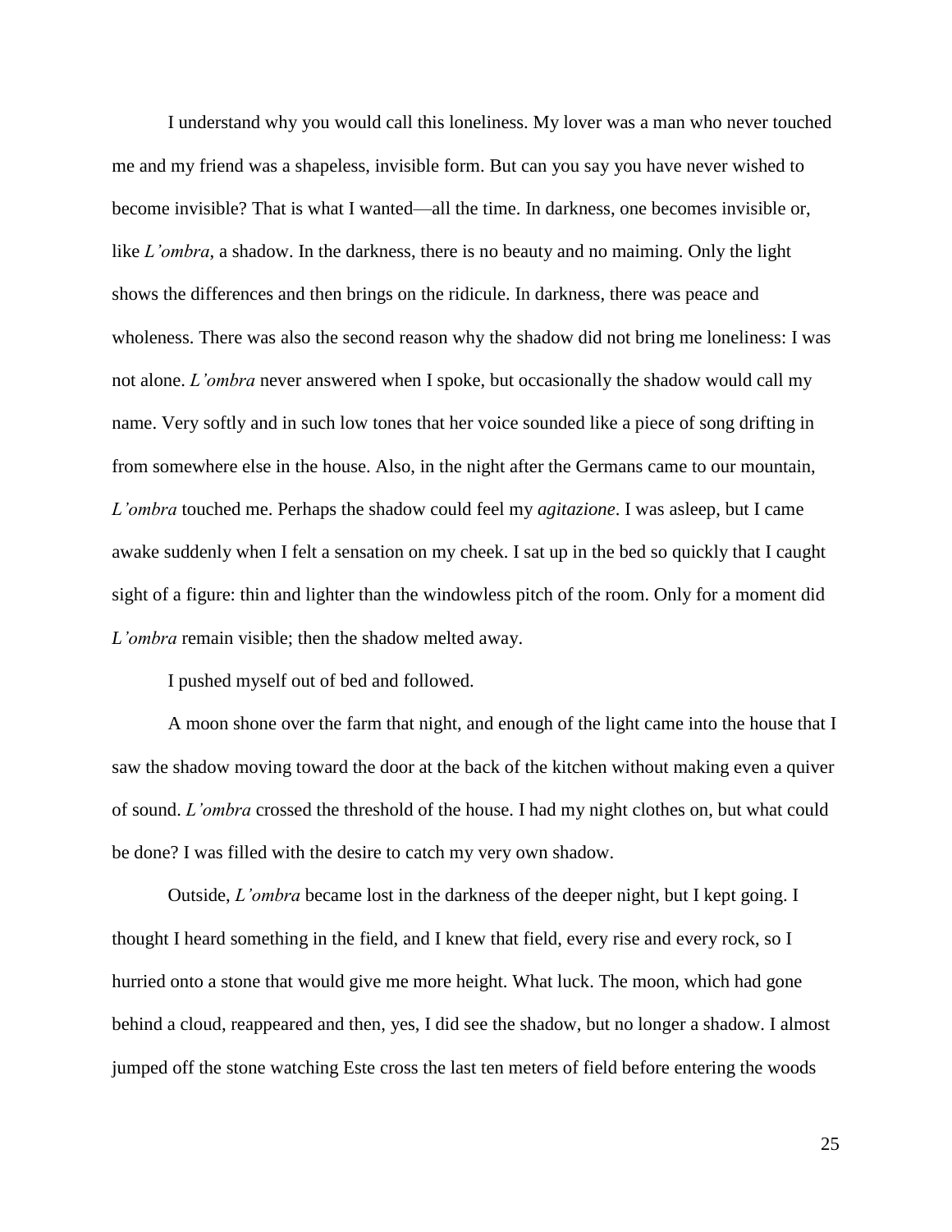I understand why you would call this loneliness. My lover was a man who never touched me and my friend was a shapeless, invisible form. But can you say you have never wished to become invisible? That is what I wanted—all the time. In darkness, one becomes invisible or, like *L'ombra*, a shadow. In the darkness, there is no beauty and no maiming. Only the light shows the differences and then brings on the ridicule. In darkness, there was peace and wholeness. There was also the second reason why the shadow did not bring me loneliness: I was not alone. *L'ombra* never answered when I spoke, but occasionally the shadow would call my name. Very softly and in such low tones that her voice sounded like a piece of song drifting in from somewhere else in the house. Also, in the night after the Germans came to our mountain, *L'ombra* touched me. Perhaps the shadow could feel my *agitazione*. I was asleep, but I came awake suddenly when I felt a sensation on my cheek. I sat up in the bed so quickly that I caught sight of a figure: thin and lighter than the windowless pitch of the room. Only for a moment did *L'ombra* remain visible; then the shadow melted away.

I pushed myself out of bed and followed.

A moon shone over the farm that night, and enough of the light came into the house that I saw the shadow moving toward the door at the back of the kitchen without making even a quiver of sound. *L'ombra* crossed the threshold of the house. I had my night clothes on, but what could be done? I was filled with the desire to catch my very own shadow.

Outside, *L'ombra* became lost in the darkness of the deeper night, but I kept going. I thought I heard something in the field, and I knew that field, every rise and every rock, so I hurried onto a stone that would give me more height. What luck. The moon, which had gone behind a cloud, reappeared and then, yes, I did see the shadow, but no longer a shadow. I almost jumped off the stone watching Este cross the last ten meters of field before entering the woods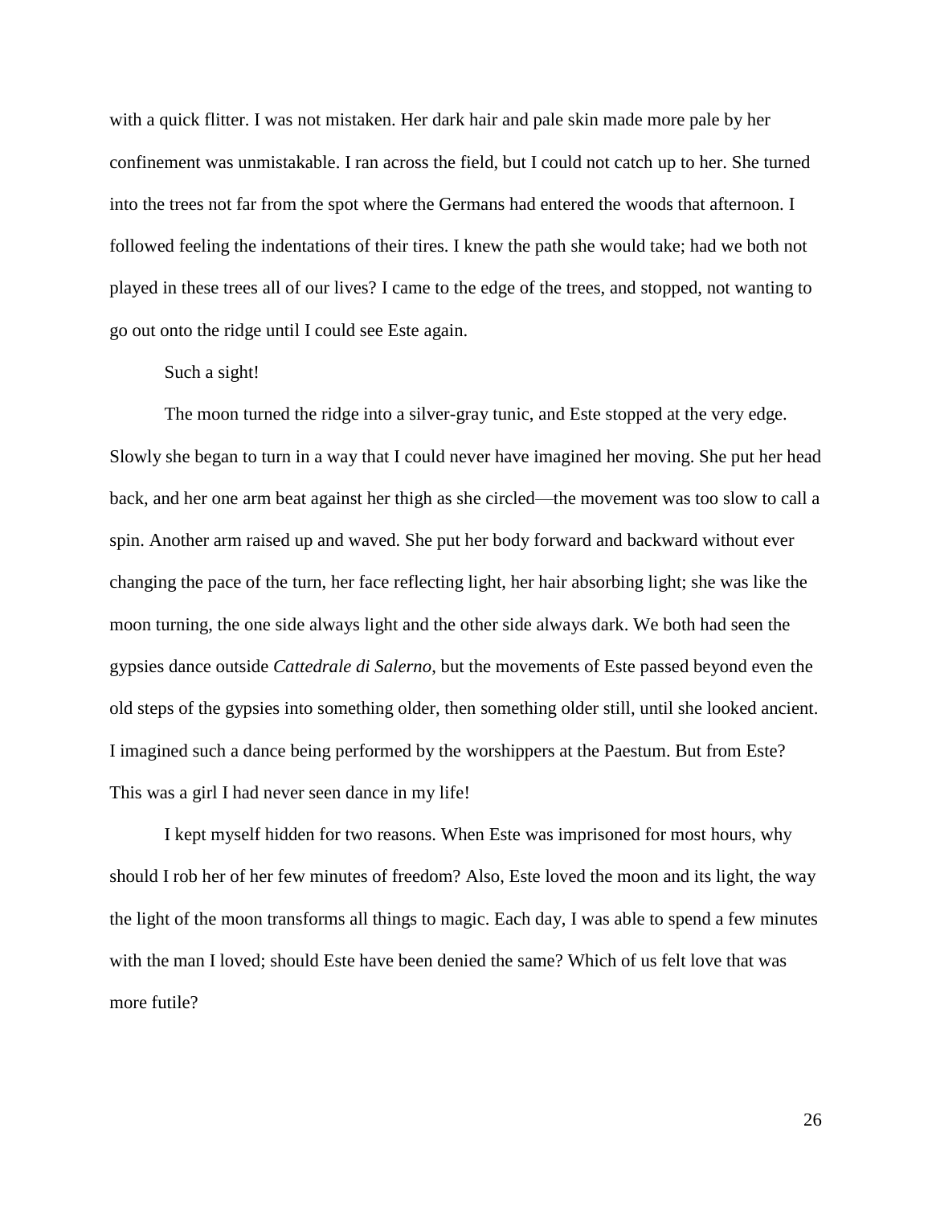with a quick flitter. I was not mistaken. Her dark hair and pale skin made more pale by her confinement was unmistakable. I ran across the field, but I could not catch up to her. She turned into the trees not far from the spot where the Germans had entered the woods that afternoon. I followed feeling the indentations of their tires. I knew the path she would take; had we both not played in these trees all of our lives? I came to the edge of the trees, and stopped, not wanting to go out onto the ridge until I could see Este again.

Such a sight!

The moon turned the ridge into a silver-gray tunic, and Este stopped at the very edge. Slowly she began to turn in a way that I could never have imagined her moving. She put her head back, and her one arm beat against her thigh as she circled—the movement was too slow to call a spin. Another arm raised up and waved. She put her body forward and backward without ever changing the pace of the turn, her face reflecting light, her hair absorbing light; she was like the moon turning, the one side always light and the other side always dark. We both had seen the gypsies dance outside *Cattedrale di Salerno*, but the movements of Este passed beyond even the old steps of the gypsies into something older, then something older still, until she looked ancient. I imagined such a dance being performed by the worshippers at the Paestum. But from Este? This was a girl I had never seen dance in my life!

I kept myself hidden for two reasons. When Este was imprisoned for most hours, why should I rob her of her few minutes of freedom? Also, Este loved the moon and its light, the way the light of the moon transforms all things to magic. Each day, I was able to spend a few minutes with the man I loved; should Este have been denied the same? Which of us felt love that was more futile?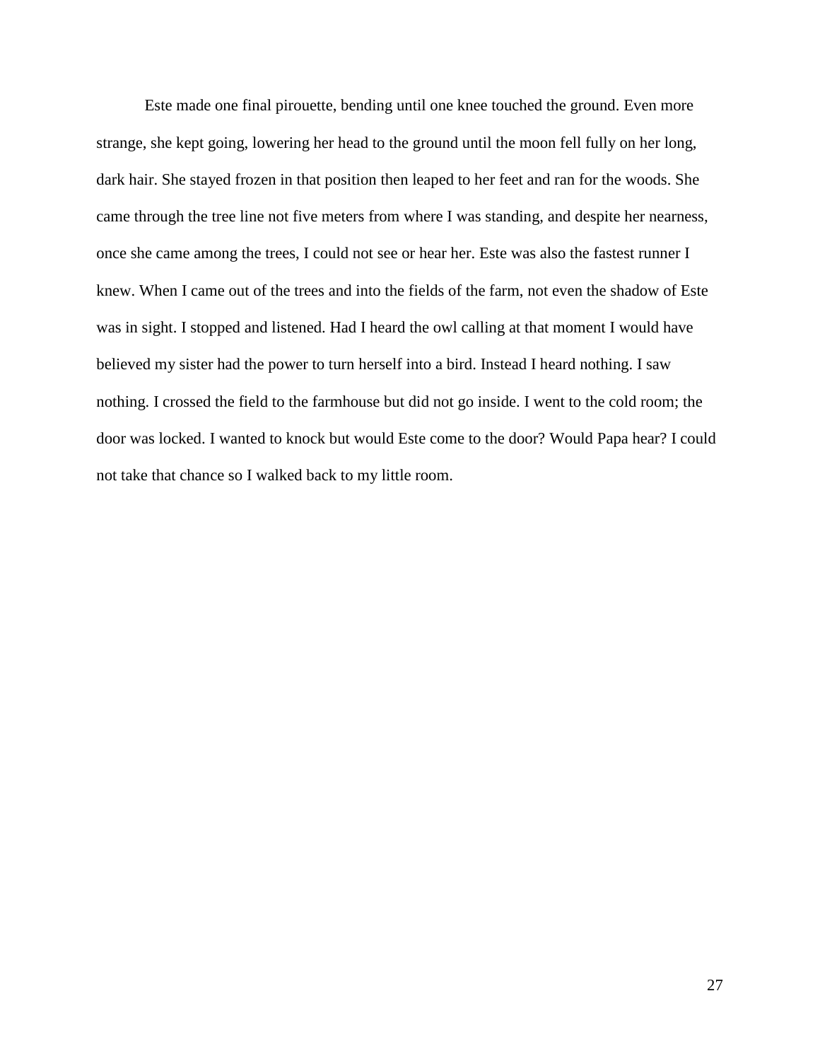Este made one final pirouette, bending until one knee touched the ground. Even more strange, she kept going, lowering her head to the ground until the moon fell fully on her long, dark hair. She stayed frozen in that position then leaped to her feet and ran for the woods. She came through the tree line not five meters from where I was standing, and despite her nearness, once she came among the trees, I could not see or hear her. Este was also the fastest runner I knew. When I came out of the trees and into the fields of the farm, not even the shadow of Este was in sight. I stopped and listened. Had I heard the owl calling at that moment I would have believed my sister had the power to turn herself into a bird. Instead I heard nothing. I saw nothing. I crossed the field to the farmhouse but did not go inside. I went to the cold room; the door was locked. I wanted to knock but would Este come to the door? Would Papa hear? I could not take that chance so I walked back to my little room.